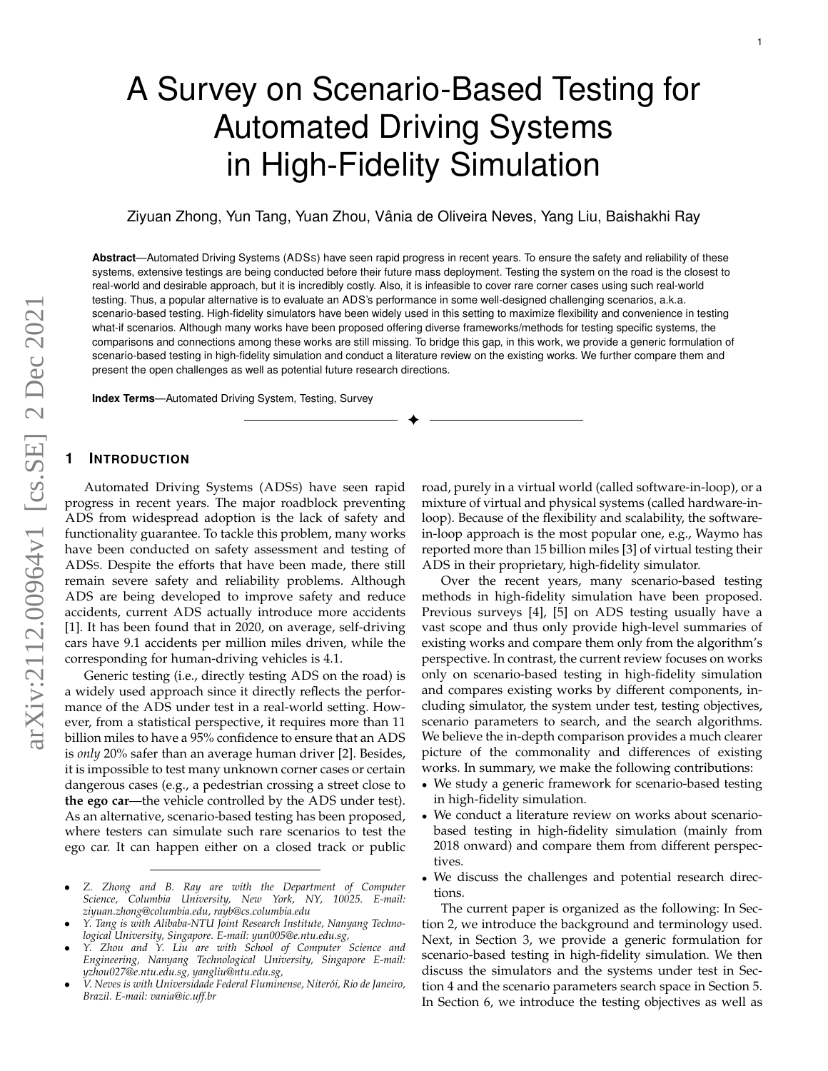# A Survey on Scenario-Based Testing for Automated Driving Systems in High-Fidelity Simulation

Ziyuan Zhong, Yun Tang, Yuan Zhou, Vânia de Oliveira Neves, Yang Liu, Baishakhi Ray

**Abstract**—Automated Driving Systems (ADSs) have seen rapid progress in recent years. To ensure the safety and reliability of these systems, extensive testings are being conducted before their future mass deployment. Testing the system on the road is the closest to real-world and desirable approach, but it is incredibly costly. Also, it is infeasible to cover rare corner cases using such real-world testing. Thus, a popular alternative is to evaluate an ADS's performance in some well-designed challenging scenarios, a.k.a. scenario-based testing. High-fidelity simulators have been widely used in this setting to maximize flexibility and convenience in testing what-if scenarios. Although many works have been proposed offering diverse frameworks/methods for testing specific systems, the comparisons and connections among these works are still missing. To bridge this gap, in this work, we provide a generic formulation of scenario-based testing in high-fidelity simulation and conduct a literature review on the existing works. We further compare them and present the open challenges as well as potential future research directions.

**Index Terms**—Automated Driving System, Testing, Survey

## 1 Introduction

Automated Driving Systems (ADSs) have seen rapid progress in recent years. The major roadblock preventing ADS from widespread adoption is the lack of safety and functionality guarantee. To tackle this problem, many works have been conducted on safety assessment and testing of ADSs. Despite the efforts that have been made, there still remain severe safety and reliability problems. Although ADS are being developed to improve safety and reduce accidents, current ADS actually introduce more accidents [1]. It has been found that in 2020, on average, self-driving cars have 9.1 accidents per million miles driven, while the corresponding for human-driving vehicles is 4.1.

Generic testing (i.e., directly testing ADS on the road) is a widely used approach since it directly reflects the performance of the ADS under test in a real-world setting. However, from a statistical perspective, it requires more than 11 billion miles to have a 95% confidence to ensure that an ADS is *only* 20% safer than an average human driver [2]. Besides, it is impossible to test many unknown corner cases or certain dangerous cases (e.g., a pedestrian crossing a street close to **the ego car**—the vehicle controlled by the ADS under test). As an alternative, scenario-based testing has been proposed, where testers can simulate such rare scenarios to test the ego car. It can happen either on a closed track or public road, purely in a virtual world (called software-in-loop), or a mixture of virtual and physical systems (called hardware-in-loop). Because of the flexibility and scalability, the software-in-loop approach is the most popular one, e.g., Waymo has reported more than 15 billion miles [3] of virtual testing their ADS in their proprietary, high-fidelity simulator.

Over the recent years, many scenario-based testing methods in high-fidelity simulation have been proposed. Previous surveys [4], [5] on ADS testing usually have a vast scope and thus only provide high-level summaries of existing works and compare them only from the algorithm's perspective. In contrast, the current review focuses on works only on scenario-based testing in high-fidelity simulation and compares existing works by different components, including simulator, the system under test, testing objectives, scenario parameters to search, and the search algorithms. We believe the in-depth comparison provides a much clearer picture of the commonality and differences of existing works. In summary, we make the following contributions:

- We study a generic framework for scenario-based testing in high-fidelity simulation.
- We conduct a literature review on works about scenario-based testing in high-fidelity simulation (mainly from 2018 onward) and compare them from different perspectives.
- We discuss the challenges and potential research directions.

The current paper is organized as the following: In Section 2, we introduce the background and terminology used. Next, in Section 3, we provide a generic formulation for scenario-based testing in high-fidelity simulation. We then discuss the simulators and the systems under test in Section 4 and the scenario parameters search space in Section 5. In Section 6, we introduce the testing objectives as well as

---

- *Z. Zhong and B. Ray are with the Department of Computer Science, Columbia University, New York, NY, 10025. E-mail: ziyuan.zhong@columbia.edu, rayb@cs.columbia.edu*
- *Y. Tang is with Alibaba-NTU Joint Research Institute, Nanyang Technological University, Singapore. E-mail: yun005@e.ntu.edu.sg,*
- *Y. Zhou and Y. Liu are with School of Computer Science and Engineering, Nanyang Technological University, Singapore E-mail: yzhou027@e.ntu.edu.sg, yangliu@ntu.edu.sg,*
- *V. Neves is with Universidade Federal Fluminense, Niterói, Rio de Janeiro, Brazil. E-mail: vania@ic.uff.br*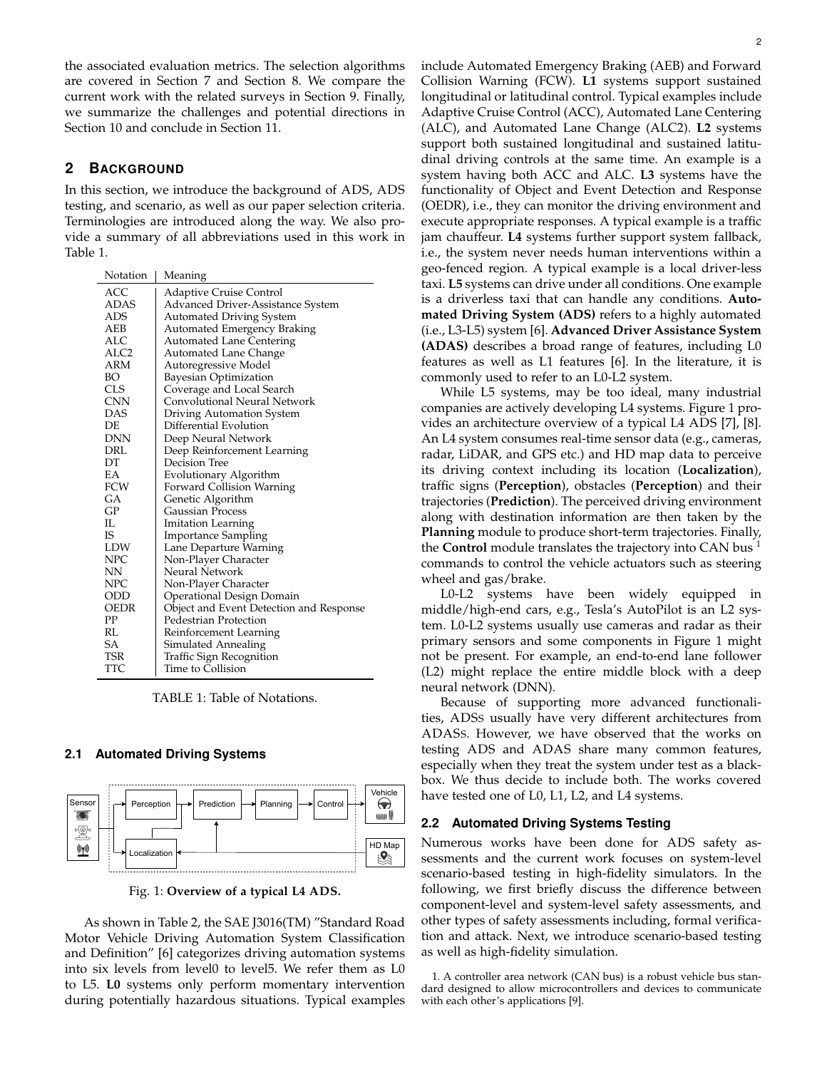the associated evaluation metrics. The selection algorithms are covered in Section 7 and Section 8. We compare the current work with the related surveys in Section 9. Finally, we summarize the challenges and potential directions in Section 10 and conclude in Section 11.

## 2 BACKGROUND

In this section, we introduce the background of ADS, ADS testing, and scenario, as well as our paper selection criteria. Terminologies are introduced along the way. We also provide a summary of all abbreviations used in this work in Table 1.

| Notation | Meaning |
|---|---|
| ACC | Adaptive Cruise Control |
| ADAS | Advanced Driver-Assistance System |
| ADS | Automated Driving System |
| AEB | Automated Emergency Braking |
| ALC | Automated Lane Centering |
| ALC2 | Automated Lane Change |
| ARM | Autoregressive Model |
| BO | Bayesian Optimization |
| CLS | Coverage and Local Search |
| CNN | Convolutional Neural Network |
| DAS | Driving Automation System |
| DE | Differential Evolution |
| DNN | Deep Neural Network |
| DRL | Deep Reinforcement Learning |
| DT | Decision Tree |
| EA | Evolutionary Algorithm |
| FCW | Forward Collision Warning |
| GA | Genetic Algorithm |
| GP | Gaussian Process |
| IL | Imitation Learning |
| IS | Importance Sampling |
| LDW | Lane Departure Warning |
| NPC | Non-Player Character |
| NN | Neural Network |
| NPC | Non-Player Character |
| ODD | Operational Design Domain |
| OEDR | Object and Event Detection and Response |
| PP | Pedestrian Protection |
| RL | Reinforcement Learning |
| SA | Simulated Annealing |
| TSR | Traffic Sign Recognition |
| TTC | Time to Collision |

TABLE 1: Table of Notations.

### 2.1 Automated Driving Systems

Fig. 1: **Overview of a typical L4 ADS.**

As shown in Table 2, the SAE J3016(TM) "Standard Road Motor Vehicle Driving Automation System Classification and Definition" [6] categorizes driving automation systems into six levels from level0 to level5. We refer them as L0 to L5. **L0** systems only perform momentary intervention during potentially hazardous situations. Typical examples include Automated Emergency Braking (AEB) and Forward Collision Warning (FCW). **L1** systems support sustained longitudinal or latitudinal control. Typical examples include Adaptive Cruise Control (ACC), Automated Lane Centering (ALC), and Automated Lane Change (ALC2). **L2** systems support both sustained longitudinal and sustained latitudinal driving controls at the same time. An example is a system having both ACC and ALC. **L3** systems have the functionality of Object and Event Detection and Response (OEDR), i.e., they can monitor the driving environment and execute appropriate responses. A typical example is a traffic jam chauffeur. **L4** systems further support system fallback, i.e., the system never needs human interventions within a geo-fenced region. A typical example is a local driver-less taxi. **L5** systems can drive under all conditions. One example is a driverless taxi that can handle any conditions. **Automated Driving System (ADS)** refers to a highly automated (i.e., L3-L5) system [6]. **Advanced Driver Assistance System (ADAS)** describes a broad range of features, including L0 features as well as L1 features [6]. In the literature, it is commonly used to refer to an L0-L2 system.

While L5 systems, may be too ideal, many industrial companies are actively developing L4 systems. Figure 1 provides an architecture overview of a typical L4 ADS [7], [8]. An L4 system consumes real-time sensor data (e.g., cameras, radar, LiDAR, and GPS etc.) and HD map data to perceive its driving context including its location (**Localization**), traffic signs (**Perception**), obstacles (**Perception**) and their trajectories (**Prediction**). The perceived driving environment along with destination information are then taken by the **Planning** module to produce short-term trajectories. Finally, the **Control** module translates the trajectory into CAN bus [1] commands to control the vehicle actuators such as steering wheel and gas/brake.

L0-L2 systems have been widely equipped in middle/high-end cars, e.g., Tesla's AutoPilot is an L2 system. L0-L2 systems usually use cameras and radar as their primary sensors and some components in Figure 1 might not be present. For example, an end-to-end lane follower (L2) might replace the entire middle block with a deep neural network (DNN).

Because of supporting more advanced functionalities, ADSs usually have very different architectures from ADASs. However, we have observed that the works on testing ADS and ADAS share many common features, especially when they treat the system under test as a blackbox. We thus decide to include both. The works covered have tested one of L0, L1, L2, and L4 systems.

### 2.2 Automated Driving Systems Testing

Numerous works have been done for ADS safety assessments and the current work focuses on system-level scenario-based testing in high-fidelity simulators. In the following, we first briefly discuss the difference between component-level and system-level safety assessments, and other types of safety assessments including, formal verification and attack. Next, we introduce scenario-based testing as well as high-fidelity simulation.

1. A controller area network (CAN bus) is a robust vehicle bus standard designed to allow microcontrollers and devices to communicate with each other's applications [9].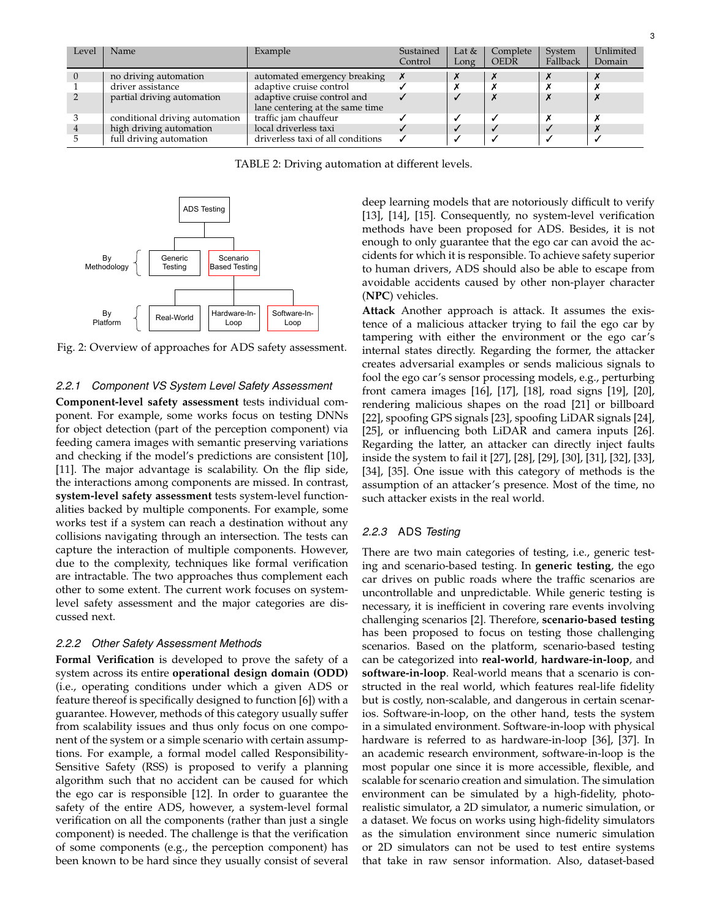| Level | Name | Example | Sustained Control | Lat & Long | Complete OEDR | System Fallback | Unlimited Domain |
|---|---|---|---|---|---|---|---|
| 0 | no driving automation | automated emergency breaking | ✗ | ✗ | ✗ | ✗ | ✗ |
| 1 | driver assistance | adaptive cruise control | ✓ | ✗ | ✗ | ✗ | ✗ |
| 2 | partial driving automation | adaptive cruise control and lane centering at the same time | ✓ | ✓ | ✗ | ✗ | ✗ |
| 3 | conditional driving automation | traffic jam chauffeur | ✓ | ✓ | ✓ | ✗ | ✗ |
| 4 | high driving automation | local driverless taxi | ✓ | ✓ | ✓ | ✓ | ✗ |
| 5 | full driving automation | driverless taxi of all conditions | ✓ | ✓ | ✓ | ✓ | ✓ |

TABLE 2: Driving automation at different levels.

Fig. 2: Overview of approaches for ADS safety assessment.

#### 2.2.1 Component VS System Level Safety Assessment

**Component-level safety assessment** tests individual component. For example, some works focus on testing DNNs for object detection (part of the perception component) via feeding camera images with semantic preserving variations and checking if the model's predictions are consistent [10], [11]. The major advantage is scalability. On the flip side, the interactions among components are missed. In contrast, **system-level safety assessment** tests system-level functionalities backed by multiple components. For example, some works test if a system can reach a destination without any collisions navigating through an intersection. The tests can capture the interaction of multiple components. However, due to the complexity, techniques like formal verification are intractable. The two approaches thus complement each other to some extent. The current work focuses on system-level safety assessment and the major categories are discussed next.

#### 2.2.2 Other Safety Assessment Methods

**Formal Verification** is developed to prove the safety of a system across its entire **operational design domain (ODD)** (i.e., operating conditions under which a given ADS or feature thereof is specifically designed to function [6]) with a guarantee. However, methods of this category usually suffer from scalability issues and thus only focus on one component of the system or a simple scenario with certain assumptions. For example, a formal model called Responsibility-Sensitive Safety (RSS) is proposed to verify a planning algorithm such that no accident can be caused for which the ego car is responsible [12]. In order to guarantee the safety of the entire ADS, however, a system-level formal verification on all the components (rather than just a single component) is needed. The challenge is that the verification of some components (e.g., the perception component) has been known to be hard since they usually consist of several deep learning models that are notoriously difficult to verify [13], [14], [15]. Consequently, no system-level verification methods have been proposed for ADS. Besides, it is not enough to only guarantee that the ego car can avoid the accidents for which it is responsible. To achieve safety superior to human drivers, ADS should also be able to escape from avoidable accidents caused by other non-player character (**NPC**) vehicles.

**Attack** Another approach is attack. It assumes the existence of a malicious attacker trying to fail the ego car by tampering with either the environment or the ego car's internal states directly. Regarding the former, the attacker creates adversarial examples or sends malicious signals to fool the ego car's sensor processing models, e.g., perturbing front camera images [16], [17], [18], road signs [19], [20], rendering malicious shapes on the road [21] or billboard [22], spoofing GPS signals [23], spoofing LiDAR signals [24], [25], or influencing both LiDAR and camera inputs [26]. Regarding the latter, an attacker can directly inject faults inside the system to fail it [27], [28], [29], [30], [31], [32], [33], [34], [35]. One issue with this category of methods is the assumption of an attacker's presence. Most of the time, no such attacker exists in the real world.

#### 2.2.3 ADS *Testing*

There are two main categories of testing, i.e., generic testing and scenario-based testing. In **generic testing**, the ego car drives on public roads where the traffic scenarios are uncontrollable and unpredictable. While generic testing is necessary, it is inefficient in covering rare events involving challenging scenarios [2]. Therefore, **scenario-based testing** has been proposed to focus on testing those challenging scenarios. Based on the platform, scenario-based testing can be categorized into **real-world**, **hardware-in-loop**, and **software-in-loop**. Real-world means that a scenario is constructed in the real world, which features real-life fidelity but is costly, non-scalable, and dangerous in certain scenarios. Software-in-loop, on the other hand, tests the system in a simulated environment. Software-in-loop with physical hardware is referred to as hardware-in-loop [36], [37]. In an academic research environment, software-in-loop is the most popular one since it is more accessible, flexible, and scalable for scenario creation and simulation. The simulation environment can be simulated by a high-fidelity, photo-realistic simulator, a 2D simulator, a numeric simulation, or a dataset. We focus on works using high-fidelity simulators as the simulation environment since numeric simulation or 2D simulators can not be used to test entire systems that take in raw sensor information. Also, dataset-based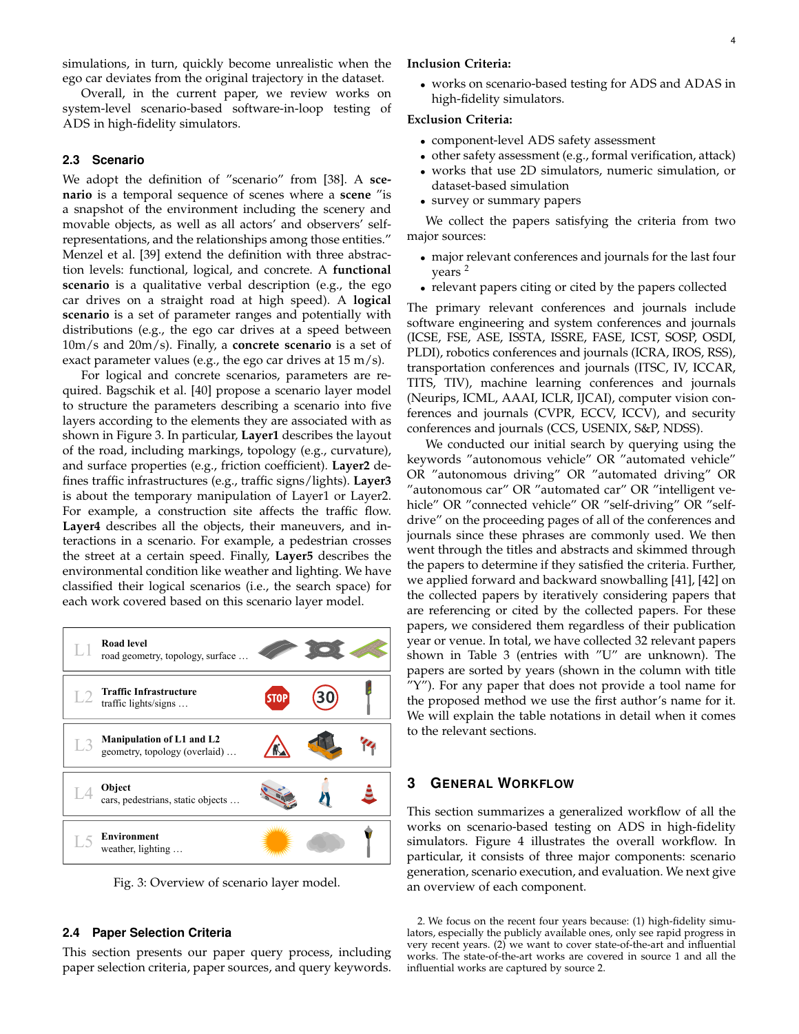simulations, in turn, quickly become unrealistic when the ego car deviates from the original trajectory in the dataset.

Overall, in the current paper, we review works on system-level scenario-based software-in-loop testing of ADS in high-fidelity simulators.

### 2.3 Scenario

We adopt the definition of "scenario" from [38]. A **scenario** is a temporal sequence of scenes where a **scene** "is a snapshot of the environment including the scenery and movable objects, as well as all actors' and observers' self-representations, and the relationships among those entities." Menzel et al. [39] extend the definition with three abstraction levels: functional, logical, and concrete. A **functional scenario** is a qualitative verbal description (e.g., the ego car drives on a straight road at high speed). A **logical scenario** is a set of parameter ranges and potentially with distributions (e.g., the ego car drives at a speed between 10m/s and 20m/s). Finally, a **concrete scenario** is a set of exact parameter values (e.g., the ego car drives at 15 m/s).

For logical and concrete scenarios, parameters are required. Bagschik et al. [40] propose a scenario layer model to structure the parameters describing a scenario into five layers according to the elements they are associated with as shown in Figure 3. In particular, **Layer1** describes the layout of the road, including markings, topology (e.g., curvature), and surface properties (e.g., friction coefficient). **Layer2** defines traffic infrastructures (e.g., traffic signs/lights). **Layer3** is about the temporary manipulation of Layer1 or Layer2. For example, a construction site affects the traffic flow. **Layer4** describes all the objects, their maneuvers, and interactions in a scenario. For example, a pedestrian crosses the street at a certain speed. Finally, **Layer5** describes the environmental condition like weather and lighting. We have classified their logical scenarios (i.e., the search space) for each work covered based on this scenario layer model.

| | | |
|---|---|---|
| L1 | **Road level** road geometry, topology, surface … | |
| L2 | **Traffic Infrastructure** traffic lights/signs … | |
| L3 | **Manipulation of L1 and L2** geometry, topology (overlaid) … | |
| L4 | **Object** cars, pedestrians, static objects … | |
| L5 | **Environment** weather, lighting … | |

Fig. 3: Overview of scenario layer model.

### 2.4 Paper Selection Criteria

This section presents our paper query process, including paper selection criteria, paper sources, and query keywords.

**Inclusion Criteria:**

- works on scenario-based testing for ADS and ADAS in high-fidelity simulators.

**Exclusion Criteria:**

- component-level ADS safety assessment
- other safety assessment (e.g., formal verification, attack)
- works that use 2D simulators, numeric simulation, or dataset-based simulation
- survey or summary papers

We collect the papers satisfying the criteria from two major sources:

- major relevant conferences and journals for the last four years [2]
- relevant papers citing or cited by the papers collected

The primary relevant conferences and journals include software engineering and system conferences and journals (ICSE, FSE, ASE, ISSTA, ISSRE, FASE, ICST, SOSP, OSDI, PLDI), robotics conferences and journals (ICRA, IROS, RSS), transportation conferences and journals (ITSC, IV, ICCAR, TITS, TIV), machine learning conferences and journals (Neurips, ICML, AAAI, ICLR, IJCAI), computer vision conferences and journals (CVPR, ECCV, ICCV), and security conferences and journals (CCS, USENIX, S&P, NDSS).

We conducted our initial search by querying using the keywords "autonomous vehicle" OR "automated vehicle" OR "autonomous driving" OR "automated driving" OR "autonomous car" OR "automated car" OR "intelligent vehicle" OR "connected vehicle" OR "self-driving" OR "self-drive" on the proceeding pages of all of the conferences and journals since these phrases are commonly used. We then went through the titles and abstracts and skimmed through the papers to determine if they satisfied the criteria. Further, we applied forward and backward snowballing [41], [42] on the collected papers by iteratively considering papers that are referencing or cited by the collected papers. For these papers, we considered them regardless of their publication year or venue. In total, we have collected 32 relevant papers shown in Table 3 (entries with "U" are unknown). The papers are sorted by years (shown in the column with title "Y"). For any paper that does not provide a tool name for the proposed method we use the first author's name for it. We will explain the table notations in detail when it comes to the relevant sections.

## 3 General Workflow

This section summarizes a generalized workflow of all the works on scenario-based testing on ADS in high-fidelity simulators. Figure 4 illustrates the overall workflow. In particular, it consists of three major components: scenario generation, scenario execution, and evaluation. We next give an overview of each component.

2. We focus on the recent four years because: (1) high-fidelity simulators, especially the publicly available ones, only see rapid progress in very recent years. (2) we want to cover state-of-the-art and influential works. The state-of-the-art works are covered in source 1 and all the influential works are captured by source 2.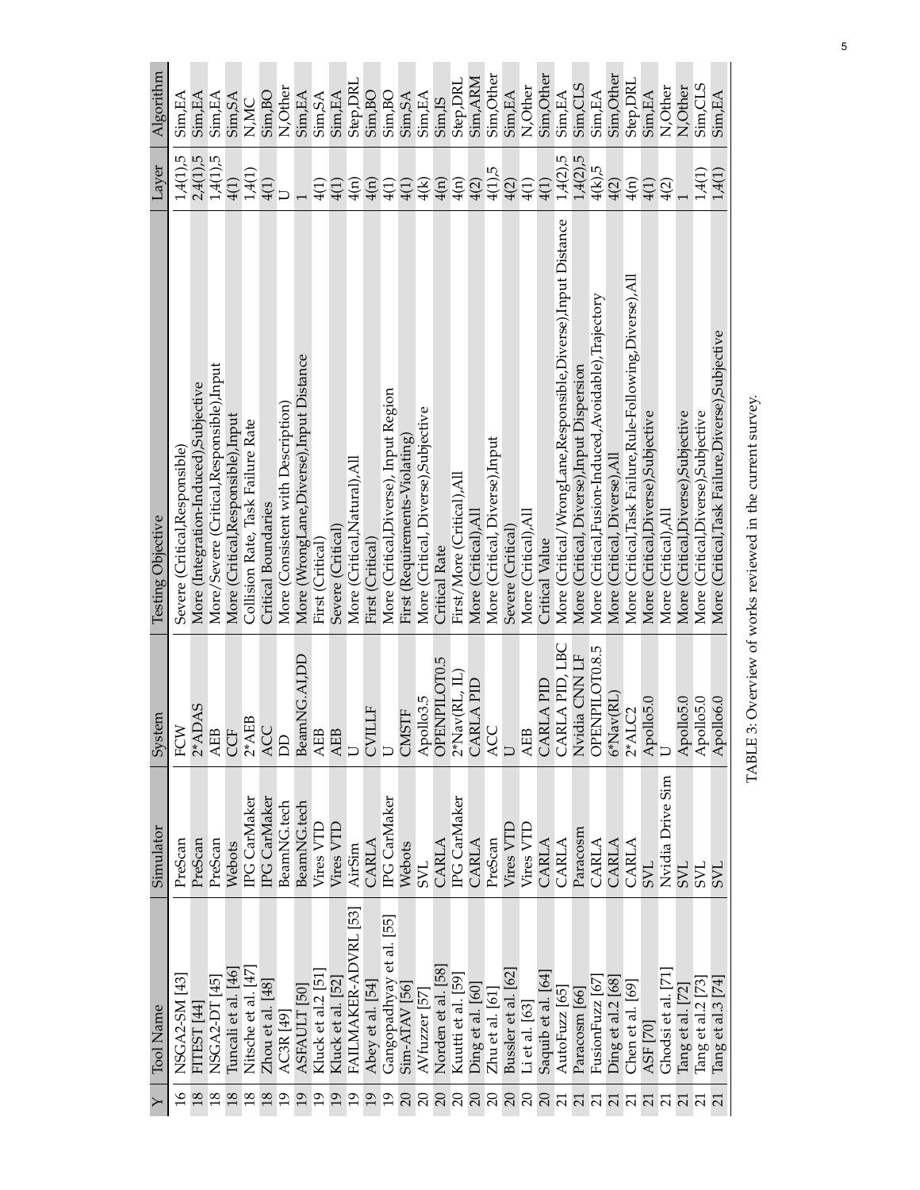| Y | Tool Name | Simulator | System | Testing Objective | Layer | Algorithm |
|---|---|---|---|---|---|---|
| 16 | NSGA2-SM [43] | PreScan | FCW | Severe (Critical,Responsible) | 1,4(1),5 | Sim,EA |
| 18 | FITEST [44] | PreScan | 2*ADAS | More (Integration-Induced),Subjective | 2,4(1),5 | Sim,EA |
| 18 | NSGA2-DT [45] | PreScan | AEB | More/Severe (Critical,Responsible),Input | 1,4(1),5 | Sim,EA |
| 18 | Tuncali et al. [46] | Webots | CCF | More (Critical,Responsible),Input | 4(1) | Sim,SA |
| 18 | Nitsche et al. [47] | IPG CarMaker | 2*AEB | Collision Rate, Task Failure Rate | 1,4(1) | N,MC |
| 18 | Zhou et al. [48] | IPG CarMaker | ACC | Critical Boundaries | 4(1) | Sim,BO |
| 19 | AC3R [49] | BeamNG.tech | DD | More (Consistent with Description) | U | N,Other |
| 19 | ASFAULT [50] | BeamNG.tech | BeamNG.AI,DD | More (WrongLane,Diverse),Input Distance | 1 | Sim,EA |
| 19 | Kluck et al.2 [51] | Vires VTD | AEB | First (Critical) | 4(1) | Sim,SA |
| 19 | Kluck et al. [52] | Vires VTD | AEB | Severe (Critical) | 4(1) | Sim,EA |
| 19 | FAILMAKER-ADVRL [53] | AirSim | U | More (Critical,Natural),All | 4(n) | Step,DRL |
| 19 | Abey et al. [54] | CARLA | CVILLF | First (Critical) | 4(n) | Sim,BO |
| 19 | Gangopadhyay et al. [55] | IPG CarMaker | U | More (Critical,Diverse), Input Region | 4(1) | Sim,BO |
| 20 | Sim-ATAV [56] | Webots | CMSTF | First (Requirements-Violating) | 4(1) | Sim,SA |
| 20 | AVfuzzer [57] | SVL | Apollo3.5 | More (Critical, Diverse),Subjective | 4(k) | Sim,EA |
| 20 | Norden et al. [58] | CARLA | OPENPILOT0.5 | Critical Rate | 4(n) | Sim,IS |
| 20 | Kuutti et al. [59] | IPG CarMaker | 2*Nav(RL, IL) | First/More (Critical),All | 4(n) | Step,DRL |
| 20 | Ding et al. [60] | CARLA | CARLA PID | More (Critical),All | 4(2) | Sim,ARM |
| 20 | Zhu et al. [61] | PreScan | ACC | More (Critical, Diverse),Input | 4(1),5 | Sim,Other |
| 20 | Bussler et al. [62] | Vires VTD | U | Severe (Critical) | 4(2) | Sim,EA |
| 20 | Li et al. [63] | Vires VTD | AEB | More (Critical),All | 4(1) | N,Other |
| 20 | Saquib et al. [64] | CARLA | CARLA PID | Critical Value | 4(1) | Sim,Other |
| 21 | AutoFuzz [65] | CARLA | CARLA PID, LBC | More (Critical/WrongLane,Responsible,Diverse),Input Distance | 1,4(2),5 | Sim,EA |
| 21 | Paracosm [66] | Paracosm | Nvidia CNN LF | More (Critical, Diverse),Input Dispersion | 1,4(2),5 | Sim,CLS |
| 21 | FusionFuzz [67] | CARLA | OPENPILOT0.8.5 | More (Critical,Fusion-Induced,Avoidable),Trajectory | 4(k),5 | Sim,EA |
| 21 | Ding et al.2 [68] | CARLA | 6*Nav(RL) | More (Critical, Diverse),All | 4(2) | Sim,Other |
| 21 | Chen et al. [69] | CARLA | 2*ALC2 | More (Critical,Task Failure,Rule-Following,Diverse),All | 4(n) | Step,DRL |
| 21 | ASF [70] | SVL | Apollo5.0 | More (Critical,Diverse),Subjective | 4(1) | Sim,EA |
| 21 | Ghodsi et al. [71] | Nvidia Drive Sim | U | More (Critical),All | 4(2) | N,Other |
| 21 | Tang et al. [72] | SVL | Apollo5.0 | More (Critical,Diverse),Subjective | 1 | N,Other |
| 21 | Tang et al.2 [73] | SVL | Apollo5.0 | More (Critical,Diverse),Subjective | 1,4(1) | Sim,CLS |
| 21 | Tang et al.3 [74] | SVL | Apollo6.0 | More (Critical,Task Failure,Diverse),Subjective | 1,4(1) | Sim,EA |

TABLE 3: Overview of works reviewed in the current survey.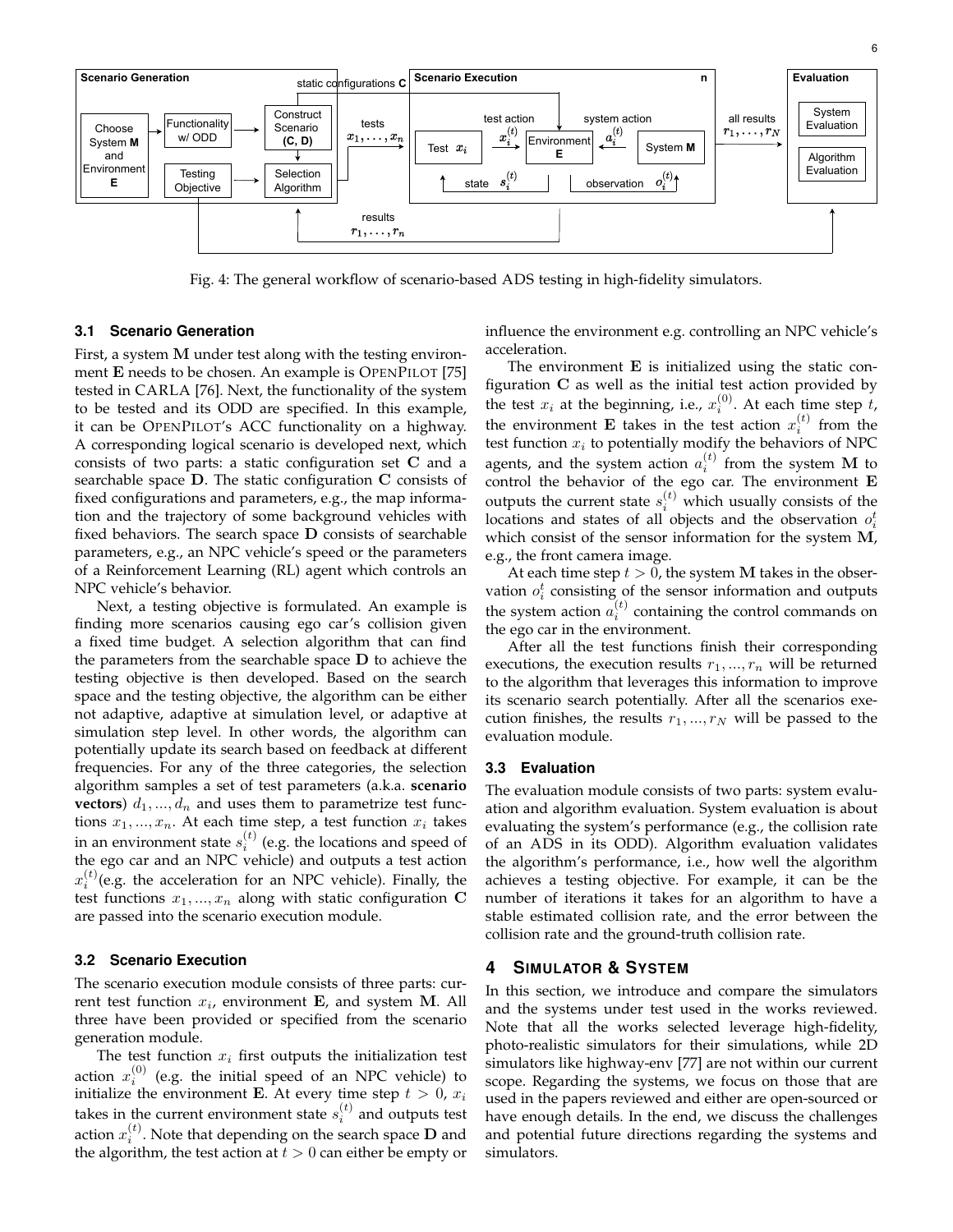Fig. 4: The general workflow of scenario-based ADS testing in high-fidelity simulators.

### 3.1 Scenario Generation

First, a system $\mathbf{M}$ under test along with the testing environment $\mathbf{E}$ needs to be chosen. An example is OPENPILOT [75] tested in CARLA [76]. Next, the functionality of the system to be tested and its ODD are specified. In this example, it can be OPENPILOT's ACC functionality on a highway. A corresponding logical scenario is developed next, which consists of two parts: a static configuration set $\mathbf{C}$ and a searchable space $\mathbf{D}$. The static configuration $\mathbf{C}$ consists of fixed configurations and parameters, e.g., the map information and the trajectory of some background vehicles with fixed behaviors. The search space $\mathbf{D}$ consists of searchable parameters, e.g., an NPC vehicle's speed or the parameters of a Reinforcement Learning (RL) agent which controls an NPC vehicle's behavior.

Next, a testing objective is formulated. An example is finding more scenarios causing ego car's collision given a fixed time budget. A selection algorithm that can find the parameters from the searchable space $\mathbf{D}$ to achieve the testing objective is then developed. Based on the search space and the testing objective, the algorithm can be either not adaptive, adaptive at simulation level, or adaptive at simulation step level. In other words, the algorithm can potentially update its search based on feedback at different frequencies. For any of the three categories, the selection algorithm samples a set of test parameters (a.k.a. **scenario vectors**) $d_1, ..., d_n$ and uses them to parametrize test functions $x_1, ..., x_n$. At each time step, a test function $x_i$ takes in an environment state $s_i^{(t)}$ (e.g. the locations and speed of the ego car and an NPC vehicle) and outputs a test action $x_i^{(t)}$(e.g. the acceleration for an NPC vehicle). Finally, the test functions $x_1, ..., x_n$ along with static configuration $\mathbf{C}$ are passed into the scenario execution module.

### 3.2 Scenario Execution

The scenario execution module consists of three parts: current test function $x_i$, environment $\mathbf{E}$, and system $\mathbf{M}$. All three have been provided or specified from the scenario generation module.

The test function $x_i$ first outputs the initialization test action $x_i^{(0)}$ (e.g. the initial speed of an NPC vehicle) to initialize the environment $\mathbf{E}$. At every time step $t > 0$, $x_i$ takes in the current environment state $s_i^{(t)}$ and outputs test action $x_i^{(t)}$. Note that depending on the search space $\mathbf{D}$ and the algorithm, the test action at $t > 0$ can either be empty or influence the environment e.g. controlling an NPC vehicle's acceleration.

The environment $\mathbf{E}$ is initialized using the static configuration $\mathbf{C}$ as well as the initial test action provided by the test $x_i$ at the beginning, i.e., $x_i^{(0)}$. At each time step $t$, the environment $\mathbf{E}$ takes in the test action $x_i^{(t)}$ from the test function $x_i$ to potentially modify the behaviors of NPC agents, and the system action $a_i^{(t)}$ from the system $\mathbf{M}$ to control the behavior of the ego car. The environment $\mathbf{E}$ outputs the current state $s_i^{(t)}$ which usually consists of the locations and states of all objects and the observation $o_i^t$ which consist of the sensor information for the system $\mathbf{M}$, e.g., the front camera image.

At each time step $t > 0$, the system $\mathbf{M}$ takes in the observation $o_i^t$ consisting of the sensor information and outputs the system action $a_i^{(t)}$ containing the control commands on the ego car in the environment.

After all the test functions finish their corresponding executions, the execution results $r_1, ..., r_n$ will be returned to the algorithm that leverages this information to improve its scenario search potentially. After all the scenarios execution finishes, the results $r_1, ..., r_N$ will be passed to the evaluation module.

### 3.3 Evaluation

The evaluation module consists of two parts: system evaluation and algorithm evaluation. System evaluation is about evaluating the system's performance (e.g., the collision rate of an ADS in its ODD). Algorithm evaluation validates the algorithm's performance, i.e., how well the algorithm achieves a testing objective. For example, it can be the number of iterations it takes for an algorithm to have a stable estimated collision rate, and the error between the collision rate and the ground-truth collision rate.

## 4 SIMULATOR & SYSTEM

In this section, we introduce and compare the simulators and the systems under test used in the works reviewed. Note that all the works selected leverage high-fidelity, photo-realistic simulators for their simulations, while 2D simulators like highway-env [77] are not within our current scope. Regarding the systems, we focus on those that are used in the papers reviewed and either are open-sourced or have enough details. In the end, we discuss the challenges and potential future directions regarding the systems and simulators.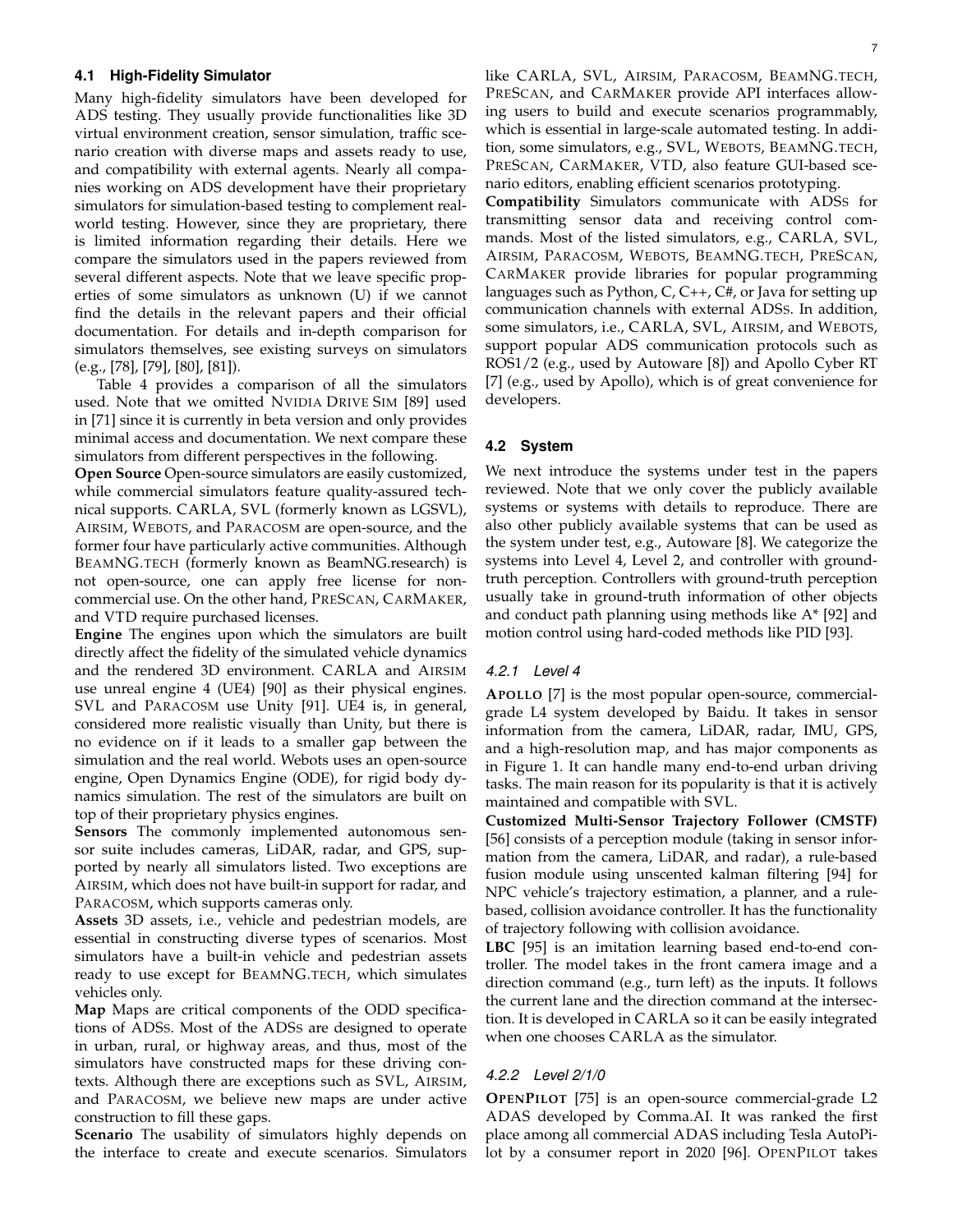### 4.1 High-Fidelity Simulator

Many high-fidelity simulators have been developed for ADS testing. They usually provide functionalities like 3D virtual environment creation, sensor simulation, traffic scenario creation with diverse maps and assets ready to use, and compatibility with external agents. Nearly all companies working on ADS development have their proprietary simulators for simulation-based testing to complement real-world testing. However, since they are proprietary, there is limited information regarding their details. Here we compare the simulators used in the papers reviewed from several different aspects. Note that we leave specific properties of some simulators as unknown (U) if we cannot find the details in the relevant papers and their official documentation. For details and in-depth comparison for simulators themselves, see existing surveys on simulators (e.g., [78], [79], [80], [81]).

Table 4 provides a comparison of all the simulators used. Note that we omitted NVIDIA DRIVE SIM [89] used in [71] since it is currently in beta version and only provides minimal access and documentation. We next compare these simulators from different perspectives in the following.

**Open Source** Open-source simulators are easily customized, while commercial simulators feature quality-assured technical supports. CARLA, SVL (formerly known as LGSVL), AIRSIM, WEBOTS, and PARACOSM are open-source, and the former four have particularly active communities. Although BEAMNG.TECH (formerly known as BeamNG.research) is not open-source, one can apply free license for non-commercial use. On the other hand, PRESCAN, CARMAKER, and VTD require purchased licenses.

**Engine** The engines upon which the simulators are built directly affect the fidelity of the simulated vehicle dynamics and the rendered 3D environment. CARLA and AIRSIM use unreal engine 4 (UE4) [90] as their physical engines. SVL and PARACOSM use Unity [91]. UE4 is, in general, considered more realistic visually than Unity, but there is no evidence on if it leads to a smaller gap between the simulation and the real world. Webots uses an open-source engine, Open Dynamics Engine (ODE), for rigid body dynamics simulation. The rest of the simulators are built on top of their proprietary physics engines.

**Sensors** The commonly implemented autonomous sensor suite includes cameras, LiDAR, radar, and GPS, supported by nearly all simulators listed. Two exceptions are AIRSIM, which does not have built-in support for radar, and PARACOSM, which supports cameras only.

**Assets** 3D assets, i.e., vehicle and pedestrian models, are essential in constructing diverse types of scenarios. Most simulators have a built-in vehicle and pedestrian assets ready to use except for BEAMNG.TECH, which simulates vehicles only.

**Map** Maps are critical components of the ODD specifications of ADSs. Most of the ADSs are designed to operate in urban, rural, or highway areas, and thus, most of the simulators have constructed maps for these driving contexts. Although there are exceptions such as SVL, AIRSIM, and PARACOSM, we believe new maps are under active construction to fill these gaps.

**Scenario** The usability of simulators highly depends on the interface to create and execute scenarios. Simulators like CARLA, SVL, AIRSIM, PARACOSM, BEAMNG.TECH, PRESCAN, and CARMAKER provide API interfaces allowing users to build and execute scenarios programmably, which is essential in large-scale automated testing. In addition, some simulators, e.g., SVL, WEBOTS, BEAMNG.TECH, PRESCAN, CARMAKER, VTD, also feature GUI-based scenario editors, enabling efficient scenarios prototyping.

**Compatibility** Simulators communicate with ADSs for transmitting sensor data and receiving control commands. Most of the listed simulators, e.g., CARLA, SVL, AIRSIM, PARACOSM, WEBOTS, BEAMNG.TECH, PRESCAN, CARMAKER provide libraries for popular programming languages such as Python, C, C++, C#, or Java for setting up communication channels with external ADSs. In addition, some simulators, i.e., CARLA, SVL, AIRSIM, and WEBOTS, support popular ADS communication protocols such as ROS1/2 (e.g., used by Autoware [8]) and Apollo Cyber RT [7] (e.g., used by Apollo), which is of great convenience for developers.

### 4.2 System

We next introduce the systems under test in the papers reviewed. Note that we only cover the publicly available systems or systems with details to reproduce. There are also other publicly available systems that can be used as the system under test, e.g., Autoware [8]. We categorize the systems into Level 4, Level 2, and controller with ground-truth perception. Controllers with ground-truth perception usually take in ground-truth information of other objects and conduct path planning using methods like A* [92] and motion control using hard-coded methods like PID [93].

#### 4.2.1 Level 4

**APOLLO** [7] is the most popular open-source, commercial-grade L4 system developed by Baidu. It takes in sensor information from the camera, LiDAR, radar, IMU, GPS, and a high-resolution map, and has major components as in Figure 1. It can handle many end-to-end urban driving tasks. The main reason for its popularity is that it is actively maintained and compatible with SVL.

**Customized Multi-Sensor Trajectory Follower (CMSTF)** [56] consists of a perception module (taking in sensor information from the camera, LiDAR, and radar), a rule-based fusion module using unscented kalman filtering [94] for NPC vehicle's trajectory estimation, a planner, and a rule-based, collision avoidance controller. It has the functionality of trajectory following with collision avoidance.

**LBC** [95] is an imitation learning based end-to-end controller. The model takes in the front camera image and a direction command (e.g., turn left) as the inputs. It follows the current lane and the direction command at the intersection. It is developed in CARLA so it can be easily integrated when one chooses CARLA as the simulator.

#### 4.2.2 Level 2/1/0

**OPENPILOT** [75] is an open-source commercial-grade L2 ADAS developed by Comma.AI. It was ranked the first place among all commercial ADAS including Tesla AutoPilot by a consumer report in 2020 [96]. OPENPILOT takes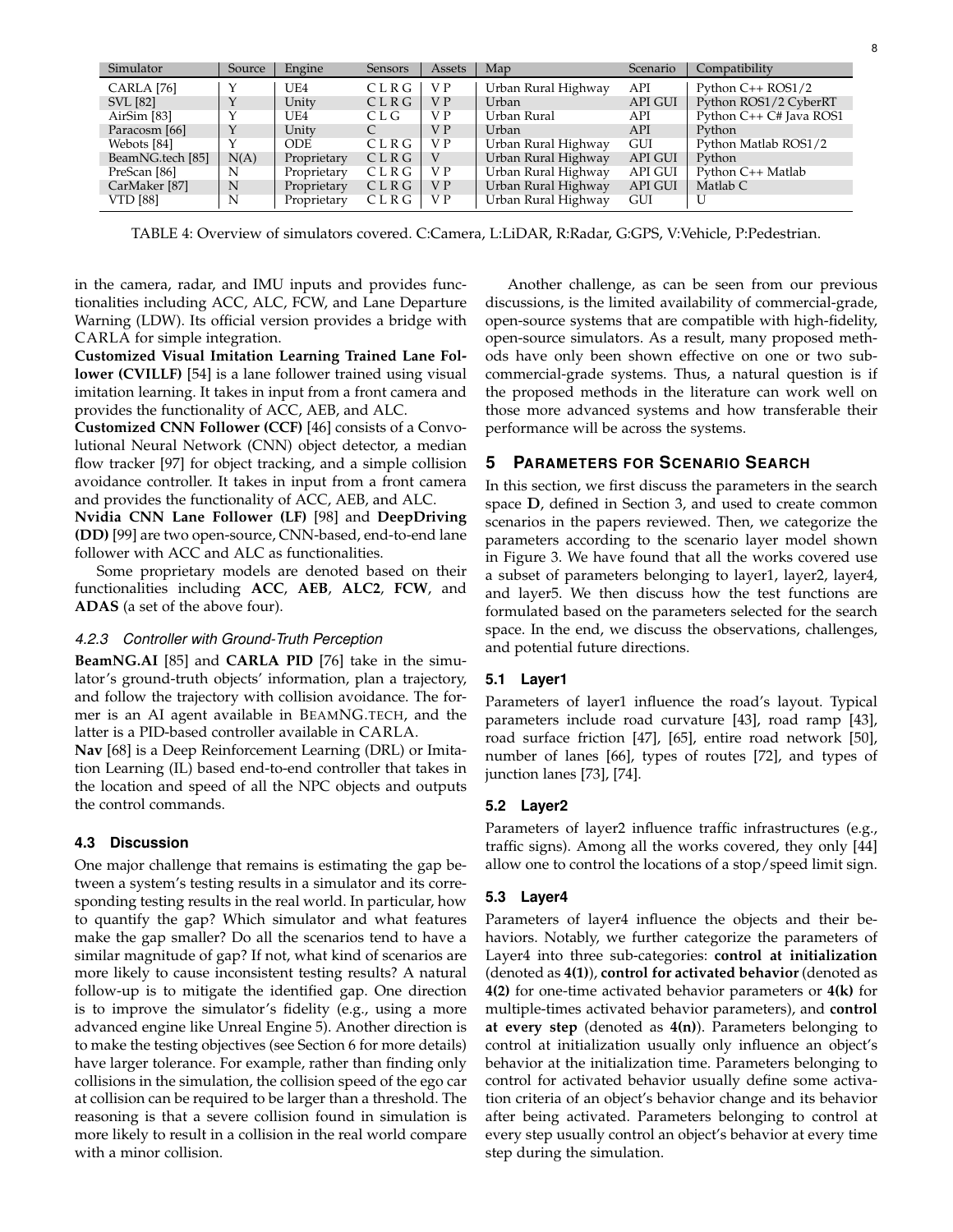| Simulator | Source | Engine | Sensors | Assets | Map | Scenario | Compatibility |
|---|---|---|---|---|---|---|---|
| CARLA [76] | Y | UE4 | C L R G | V P | Urban Rural Highway | API | Python C++ ROS1/2 |
| SVL [82] | Y | Unity | C L R G | V P | Urban | API GUI | Python ROS1/2 CyberRT |
| AirSim [83] | Y | UE4 | C L G | V P | Urban Rural | API | Python C++ C# Java ROS1 |
| Paracosm [66] | Y | Unity | C | V P | Urban | API | Python |
| Webots [84] | Y | ODE | C L R G | V P | Urban Rural Highway | GUI | Python Matlab ROS1/2 |
| BeamNG.tech [85] | N(A) | Proprietary | C L R G | V | Urban Rural Highway | API GUI | Python |
| PreScan [86] | N | Proprietary | C L R G | V P | Urban Rural Highway | API GUI | Python C++ Matlab |
| CarMaker [87] | N | Proprietary | C L R G | V P | Urban Rural Highway | API GUI | Matlab C |
| VTD [88] | N | Proprietary | C L R G | V P | Urban Rural Highway | GUI | U |

TABLE 4: Overview of simulators covered. C:Camera, L:LiDAR, R:Radar, G:GPS, V:Vehicle, P:Pedestrian.

in the camera, radar, and IMU inputs and provides functionalities including ACC, ALC, FCW, and Lane Departure Warning (LDW). Its official version provides a bridge with CARLA for simple integration.

**Customized Visual Imitation Learning Trained Lane Follower (CVILLF)** [54] is a lane follower trained using visual imitation learning. It takes in input from a front camera and provides the functionality of ACC, AEB, and ALC.

**Customized CNN Follower (CCF)** [46] consists of a Convolutional Neural Network (CNN) object detector, a median flow tracker [97] for object tracking, and a simple collision avoidance controller. It takes in input from a front camera and provides the functionality of ACC, AEB, and ALC.

**Nvidia CNN Lane Follower (LF)** [98] and **DeepDriving (DD)** [99] are two open-source, CNN-based, end-to-end lane follower with ACC and ALC as functionalities.

Some proprietary models are denoted based on their functionalities including **ACC**, **AEB**, **ALC2**, **FCW**, and **ADAS** (a set of the above four).

#### *4.2.3 Controller with Ground-Truth Perception*

**BeamNG.AI** [85] and **CARLA PID** [76] take in the simulator's ground-truth objects' information, plan a trajectory, and follow the trajectory with collision avoidance. The former is an AI agent available in BEAMNG.TECH, and the latter is a PID-based controller available in CARLA.

**Nav** [68] is a Deep Reinforcement Learning (DRL) or Imitation Learning (IL) based end-to-end controller that takes in the location and speed of all the NPC objects and outputs the control commands.

### 4.3 Discussion

One major challenge that remains is estimating the gap between a system's testing results in a simulator and its corresponding testing results in the real world. In particular, how to quantify the gap? Which simulator and what features make the gap smaller? Do all the scenarios tend to have a similar magnitude of gap? If not, what kind of scenarios are more likely to cause inconsistent testing results? A natural follow-up is to mitigate the identified gap. One direction is to improve the simulator's fidelity (e.g., using a more advanced engine like Unreal Engine 5). Another direction is to make the testing objectives (see Section 6 for more details) have larger tolerance. For example, rather than finding only collisions in the simulation, the collision speed of the ego car at collision can be required to be larger than a threshold. The reasoning is that a severe collision found in simulation is more likely to result in a collision in the real world compare with a minor collision.

Another challenge, as can be seen from our previous discussions, is the limited availability of commercial-grade, open-source systems that are compatible with high-fidelity, open-source simulators. As a result, many proposed methods have only been shown effective on one or two sub-commercial-grade systems. Thus, a natural question is if the proposed methods in the literature can work well on those more advanced systems and how transferable their performance will be across the systems.

## 5 Parameters for Scenario Search

In this section, we first discuss the parameters in the search space **D**, defined in Section 3, and used to create common scenarios in the papers reviewed. Then, we categorize the parameters according to the scenario layer model shown in Figure 3. We have found that all the works covered use a subset of parameters belonging to layer1, layer2, layer4, and layer5. We then discuss how the test functions are formulated based on the parameters selected for the search space. In the end, we discuss the observations, challenges, and potential future directions.

### 5.1 Layer1

Parameters of layer1 influence the road's layout. Typical parameters include road curvature [43], road ramp [43], road surface friction [47], [65], entire road network [50], number of lanes [66], types of routes [72], and types of junction lanes [73], [74].

### 5.2 Layer2

Parameters of layer2 influence traffic infrastructures (e.g., traffic signs). Among all the works covered, they only [44] allow one to control the locations of a stop/speed limit sign.

### 5.3 Layer4

Parameters of layer4 influence the objects and their behaviors. Notably, we further categorize the parameters of Layer4 into three sub-categories: **control at initialization** (denoted as **4(1)**), **control for activated behavior** (denoted as **4(2)** for one-time activated behavior parameters or **4(k)** for multiple-times activated behavior parameters), and **control at every step** (denoted as **4(n)**). Parameters belonging to control at initialization usually only influence an object's behavior at the initialization time. Parameters belonging to control for activated behavior usually define some activation criteria of an object's behavior change and its behavior after being activated. Parameters belonging to control at every step usually control an object's behavior at every time step during the simulation.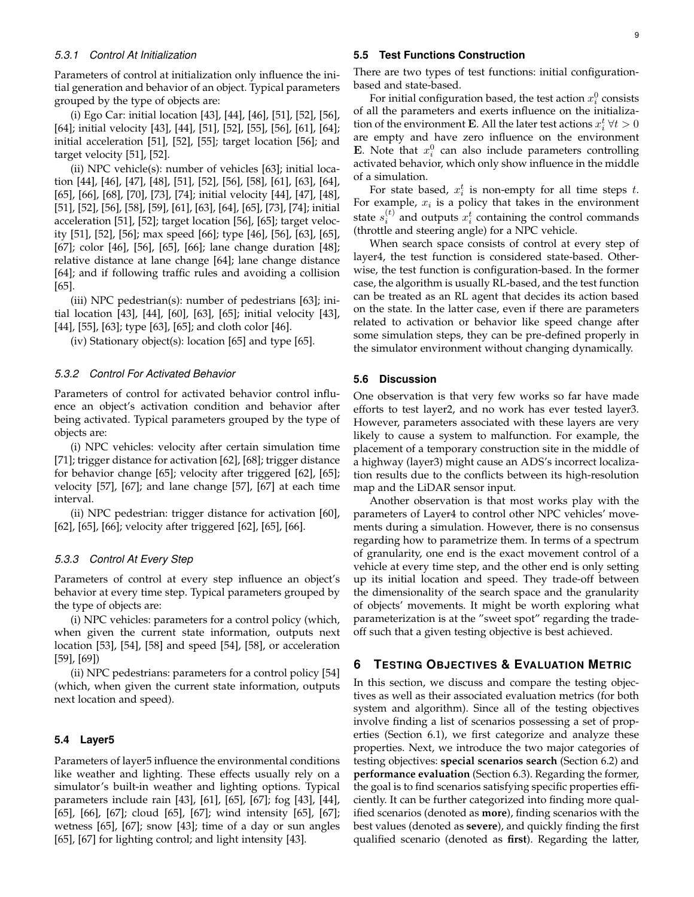#### 5.3.1 Control At Initialization

Parameters of control at initialization only influence the initial generation and behavior of an object. Typical parameters grouped by the type of objects are:

(i) Ego Car: initial location [43], [44], [46], [51], [52], [56], [64]; initial velocity [43], [44], [51], [52], [55], [56], [61], [64]; initial acceleration [51], [52], [55]; target location [56]; and target velocity [51], [52].

(ii) NPC vehicle(s): number of vehicles [63]; initial location [44], [46], [47], [48], [51], [52], [56], [58], [61], [63], [64], [65], [66], [68], [70], [73], [74]; initial velocity [44], [47], [48], [51], [52], [56], [58], [59], [61], [63], [64], [65], [73], [74]; initial acceleration [51], [52]; target location [56], [65]; target velocity [51], [52], [56]; max speed [66]; type [46], [56], [63], [65], [67]; color [46], [56], [65], [66]; lane change duration [48]; relative distance at lane change [64]; lane change distance [64]; and if following traffic rules and avoiding a collision [65].

(iii) NPC pedestrian(s): number of pedestrians [63]; initial location [43], [44], [60], [63], [65]; initial velocity [43], [44], [55], [63]; type [63], [65]; and cloth color [46].

(iv) Stationary object(s): location [65] and type [65].

#### 5.3.2 Control For Activated Behavior

Parameters of control for activated behavior control influence an object's activation condition and behavior after being activated. Typical parameters grouped by the type of objects are:

(i) NPC vehicles: velocity after certain simulation time [71]; trigger distance for activation [62], [68]; trigger distance for behavior change [65]; velocity after triggered [62], [65]; velocity [57], [67]; and lane change [57], [67] at each time interval.

(ii) NPC pedestrian: trigger distance for activation [60], [62], [65], [66]; velocity after triggered [62], [65], [66].

#### 5.3.3 Control At Every Step

Parameters of control at every step influence an object's behavior at every time step. Typical parameters grouped by the type of objects are:

(i) NPC vehicles: parameters for a control policy (which, when given the current state information, outputs next location [53], [54], [58] and speed [54], [58], or acceleration [59], [69])

(ii) NPC pedestrians: parameters for a control policy [54] (which, when given the current state information, outputs next location and speed).

### 5.4 Layer5

Parameters of layer5 influence the environmental conditions like weather and lighting. These effects usually rely on a simulator's built-in weather and lighting options. Typical parameters include rain [43], [61], [65], [67]; fog [43], [44], [65], [66], [67]; cloud [65], [67]; wind intensity [65], [67]; wetness [65], [67]; snow [43]; time of a day or sun angles [65], [67] for lighting control; and light intensity [43].

### 5.5 Test Functions Construction

There are two types of test functions: initial configuration-based and state-based.

For initial configuration based, the test action $x_i^0$ consists of all the parameters and exerts influence on the initialization of the environment $\mathbf{E}$. All the later test actions $x_i^t \, \forall t > 0$ are empty and have zero influence on the environment $\mathbf{E}$. Note that $x_i^0$ can also include parameters controlling activated behavior, which only show influence in the middle of a simulation.

For state based, $x_i^t$ is non-empty for all time steps $t$. For example, $x_i$ is a policy that takes in the environment state $s_i^{(t)}$ and outputs $x_i^t$ containing the control commands (throttle and steering angle) for a NPC vehicle.

When search space consists of control at every step of layer4, the test function is considered state-based. Otherwise, the test function is configuration-based. In the former case, the algorithm is usually RL-based, and the test function can be treated as an RL agent that decides its action based on the state. In the latter case, even if there are parameters related to activation or behavior like speed change after some simulation steps, they can be pre-defined properly in the simulator environment without changing dynamically.

### 5.6 Discussion

One observation is that very few works so far have made efforts to test layer2, and no work has ever tested layer3. However, parameters associated with these layers are very likely to cause a system to malfunction. For example, the placement of a temporary construction site in the middle of a highway (layer3) might cause an ADS's incorrect localization results due to the conflicts between its high-resolution map and the LiDAR sensor input.

Another observation is that most works play with the parameters of Layer4 to control other NPC vehicles' movements during a simulation. However, there is no consensus regarding how to parametrize them. In terms of a spectrum of granularity, one end is the exact movement control of a vehicle at every time step, and the other end is only setting up its initial location and speed. They trade-off between the dimensionality of the search space and the granularity of objects' movements. It might be worth exploring what parameterization is at the "sweet spot" regarding the trade-off such that a given testing objective is best achieved.

## 6 Testing Objectives & Evaluation Metric

In this section, we discuss and compare the testing objectives as well as their associated evaluation metrics (for both system and algorithm). Since all of the testing objectives involve finding a list of scenarios possessing a set of properties (Section 6.1), we first categorize and analyze these properties. Next, we introduce the two major categories of testing objectives: **special scenarios search** (Section 6.2) and **performance evaluation** (Section 6.3). Regarding the former, the goal is to find scenarios satisfying specific properties efficiently. It can be further categorized into finding more qualified scenarios (denoted as **more**), finding scenarios with the best values (denoted as **severe**), and quickly finding the first qualified scenario (denoted as **first**). Regarding the latter,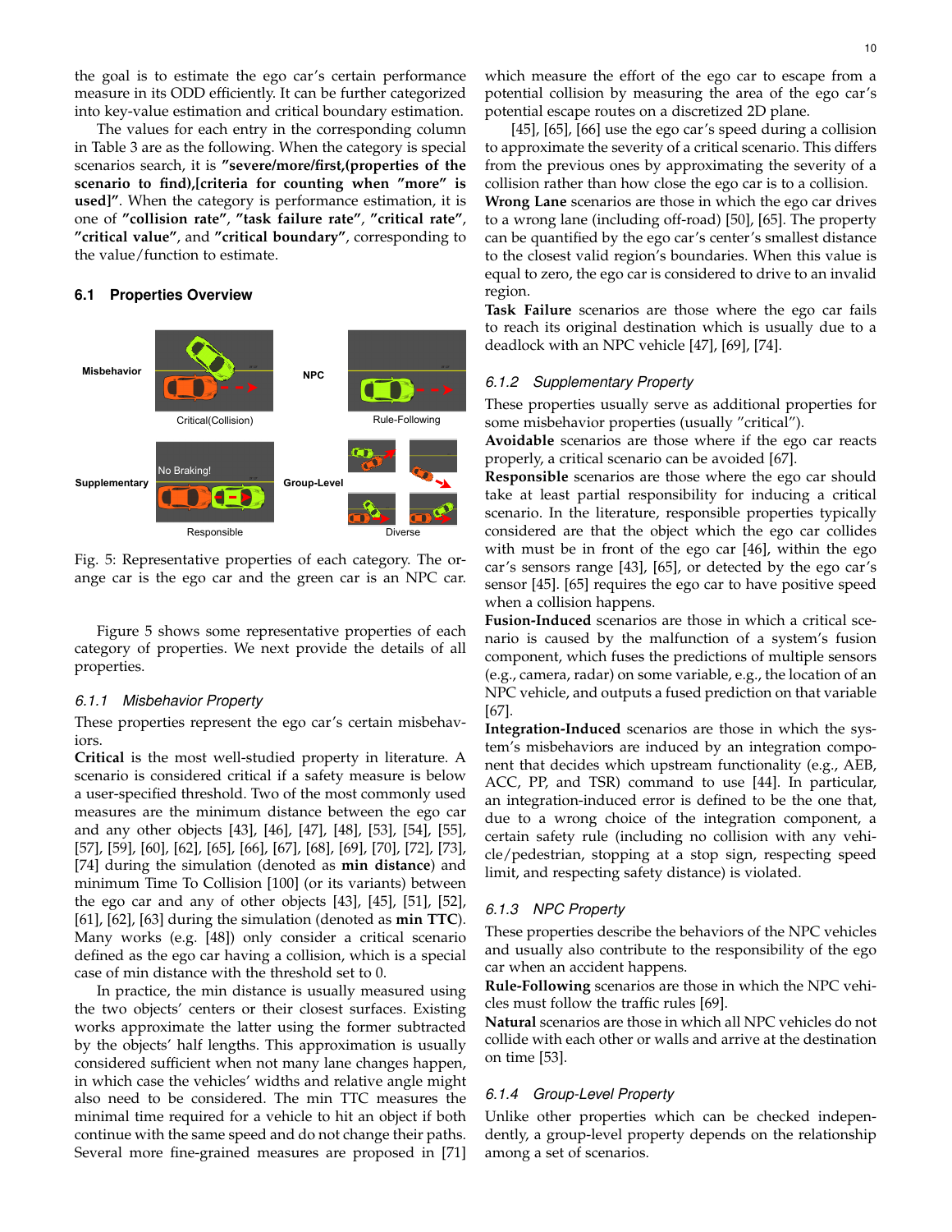the goal is to estimate the ego car's certain performance measure in its ODD efficiently. It can be further categorized into key-value estimation and critical boundary estimation.

The values for each entry in the corresponding column in Table 3 are as the following. When the category is special scenarios search, it is **"severe/more/first,(properties of the scenario to find),[criteria for counting when "more" is used]"**. When the category is performance estimation, it is one of **"collision rate"**, **"task failure rate"**, **"critical rate"**, **"critical value"**, and **"critical boundary"**, corresponding to the value/function to estimate.

### 6.1 Properties Overview

Fig. 5: Representative properties of each category. The orange car is the ego car and the green car is an NPC car.

Figure 5 shows some representative properties of each category of properties. We next provide the details of all properties.

#### 6.1.1 *Misbehavior Property*

These properties represent the ego car's certain misbehaviors.

**Critical** is the most well-studied property in literature. A scenario is considered critical if a safety measure is below a user-specified threshold. Two of the most commonly used measures are the minimum distance between the ego car and any other objects [43], [46], [47], [48], [53], [54], [55], [57], [59], [60], [62], [65], [66], [67], [68], [69], [70], [72], [73], [74] during the simulation (denoted as **min distance**) and minimum Time To Collision [100] (or its variants) between the ego car and any of other objects [43], [45], [51], [52], [61], [62], [63] during the simulation (denoted as **min TTC**). Many works (e.g. [48]) only consider a critical scenario defined as the ego car having a collision, which is a special case of min distance with the threshold set to 0.

In practice, the min distance is usually measured using the two objects' centers or their closest surfaces. Existing works approximate the latter using the former subtracted by the objects' half lengths. This approximation is usually considered sufficient when not many lane changes happen, in which case the vehicles' widths and relative angle might also need to be considered. The min TTC measures the minimal time required for a vehicle to hit an object if both continue with the same speed and do not change their paths. Several more fine-grained measures are proposed in [71] which measure the effort of the ego car to escape from a potential collision by measuring the area of the ego car's potential escape routes on a discretized 2D plane.

[45], [65], [66] use the ego car's speed during a collision to approximate the severity of a critical scenario. This differs from the previous ones by approximating the severity of a collision rather than how close the ego car is to a collision.

**Wrong Lane** scenarios are those in which the ego car drives to a wrong lane (including off-road) [50], [65]. The property can be quantified by the ego car's center's smallest distance to the closest valid region's boundaries. When this value is equal to zero, the ego car is considered to drive to an invalid region.

**Task Failure** scenarios are those where the ego car fails to reach its original destination which is usually due to a deadlock with an NPC vehicle [47], [69], [74].

#### 6.1.2 *Supplementary Property*

These properties usually serve as additional properties for some misbehavior properties (usually "critical").

**Avoidable** scenarios are those where if the ego car reacts properly, a critical scenario can be avoided [67].

**Responsible** scenarios are those where the ego car should take at least partial responsibility for inducing a critical scenario. In the literature, responsible properties typically considered are that the object which the ego car collides with must be in front of the ego car [46], within the ego car's sensors range [43], [65], or detected by the ego car's sensor [45]. [65] requires the ego car to have positive speed when a collision happens.

**Fusion-Induced** scenarios are those in which a critical scenario is caused by the malfunction of a system's fusion component, which fuses the predictions of multiple sensors (e.g., camera, radar) on some variable, e.g., the location of an NPC vehicle, and outputs a fused prediction on that variable [67].

**Integration-Induced** scenarios are those in which the system's misbehaviors are induced by an integration component that decides which upstream functionality (e.g., AEB, ACC, PP, and TSR) command to use [44]. In particular, an integration-induced error is defined to be the one that, due to a wrong choice of the integration component, a certain safety rule (including no collision with any vehicle/pedestrian, stopping at a stop sign, respecting speed limit, and respecting safety distance) is violated.

#### 6.1.3 *NPC Property*

These properties describe the behaviors of the NPC vehicles and usually also contribute to the responsibility of the ego car when an accident happens.

**Rule-Following** scenarios are those in which the NPC vehicles must follow the traffic rules [69].

**Natural** scenarios are those in which all NPC vehicles do not collide with each other or walls and arrive at the destination on time [53].

#### 6.1.4 *Group-Level Property*

Unlike other properties which can be checked independently, a group-level property depends on the relationship among a set of scenarios.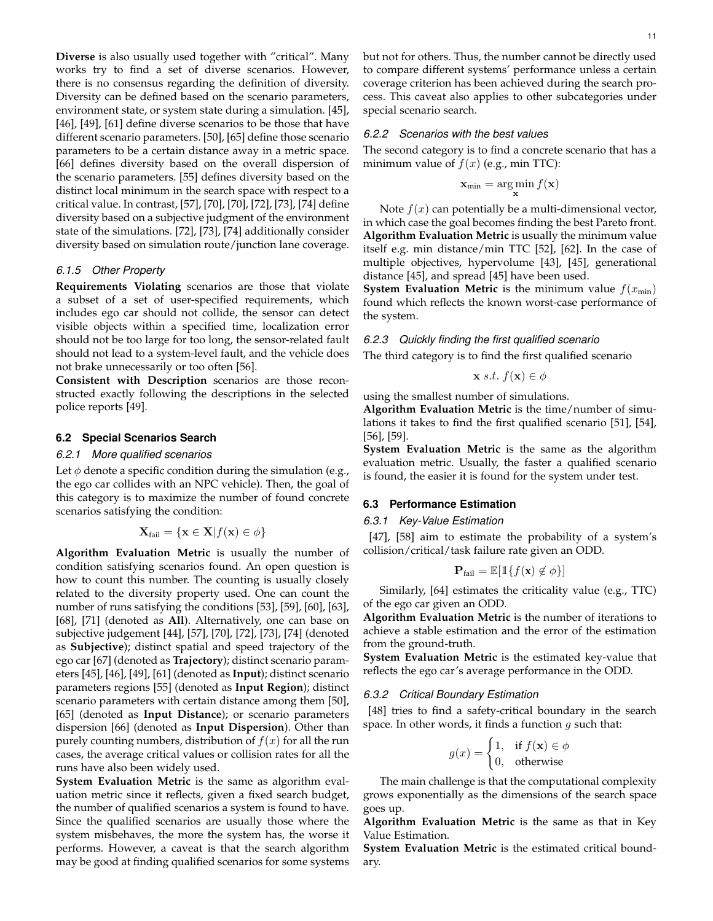**Diverse** is also usually used together with "critical". Many works try to find a set of diverse scenarios. However, there is no consensus regarding the definition of diversity. Diversity can be defined based on the scenario parameters, environment state, or system state during a simulation. [45], [46], [49], [61] define diverse scenarios to be those that have different scenario parameters. [50], [65] define those scenario parameters to be a certain distance away in a metric space. [66] defines diversity based on the overall dispersion of the scenario parameters. [55] defines diversity based on the distinct local minimum in the search space with respect to a critical value. In contrast, [57], [70], [70], [72], [73], [74] define diversity based on a subjective judgment of the environment state of the simulations. [72], [73], [74] additionally consider diversity based on simulation route/junction lane coverage.

#### 6.1.5 Other Property

**Requirements Violating** scenarios are those that violate a subset of a set of user-specified requirements, which includes ego car should not collide, the sensor can detect visible objects within a specified time, localization error should not be too large for too long, the sensor-related fault should not lead to a system-level fault, and the vehicle does not brake unnecessarily or too often [56].

**Consistent with Description** scenarios are those reconstructed exactly following the descriptions in the selected police reports [49].

### 6.2 Special Scenarios Search

#### 6.2.1 More qualified scenarios

Let $\phi$ denote a specific condition during the simulation (e.g., the ego car collides with an NPC vehicle). Then, the goal of this category is to maximize the number of found concrete scenarios satisfying the condition:

$$\mathbf{X}_{\text{fail}} = \{\mathbf{x} \in \mathbf{X} | f(\mathbf{x}) \in \phi\}$$

**Algorithm Evaluation Metric** is usually the number of condition satisfying scenarios found. An open question is how to count this number. The counting is usually closely related to the diversity property used. One can count the number of runs satisfying the conditions [53], [59], [60], [63], [68], [71] (denoted as **All**). Alternatively, one can base on subjective judgement [44], [57], [70], [72], [73], [74] (denoted as **Subjective**); distinct spatial and speed trajectory of the ego car [67] (denoted as **Trajectory**); distinct scenario parameters [45], [46], [49], [61] (denoted as **Input**); distinct scenario parameters regions [55] (denoted as **Input Region**); distinct scenario parameters with certain distance among them [50], [65] (denoted as **Input Distance**); or scenario parameters dispersion [66] (denoted as **Input Dispersion**). Other than purely counting numbers, distribution of $f(x)$ for all the run cases, the average critical values or collision rates for all the runs have also been widely used.

**System Evaluation Metric** is the same as algorithm evaluation metric since it reflects, given a fixed search budget, the number of qualified scenarios a system is found to have. Since the qualified scenarios are usually those where the system misbehaves, the more the system has, the worse it performs. However, a caveat is that the search algorithm may be good at finding qualified scenarios for some systems but not for others. Thus, the number cannot be directly used to compare different systems' performance unless a certain coverage criterion has been achieved during the search process. This caveat also applies to other subcategories under special scenario search.

#### 6.2.2 Scenarios with the best values

The second category is to find a concrete scenario that has a minimum value of $f(x)$ (e.g., min TTC):

$$\mathbf{x}_{\min} = \arg\min_{\mathbf{x}} f(\mathbf{x})$$

Note $f(x)$ can potentially be a multi-dimensional vector, in which case the goal becomes finding the best Pareto front.

**Algorithm Evaluation Metric** is usually the minimum value itself e.g. min distance/min TTC [52], [62]. In the case of multiple objectives, hypervolume [43], [45], generational distance [45], and spread [45] have been used.

**System Evaluation Metric** is the minimum value $f(x_{\min})$ found which reflects the known worst-case performance of the system.

#### 6.2.3 Quickly finding the first qualified scenario

The third category is to find the first qualified scenario

$$\mathbf{x} \; s.t. \; f(\mathbf{x}) \in \phi$$

using the smallest number of simulations.

**Algorithm Evaluation Metric** is the time/number of simulations it takes to find the first qualified scenario [51], [54], [56], [59].

**System Evaluation Metric** is the same as the algorithm evaluation metric. Usually, the faster a qualified scenario is found, the easier it is found for the system under test.

### 6.3 Performance Estimation

#### 6.3.1 Key-Value Estimation

[47], [58] aim to estimate the probability of a system's collision/critical/task failure rate given an ODD.

$$\mathbf{P}_{\text{fail}} = \mathbb{E}[\mathbb{1}\{f(\mathbf{x}) \notin \phi\}]$$

Similarly, [64] estimates the criticality value (e.g., TTC) of the ego car given an ODD.

**Algorithm Evaluation Metric** is the number of iterations to achieve a stable estimation and the error of the estimation from the ground-truth.

**System Evaluation Metric** is the estimated key-value that reflects the ego car's average performance in the ODD.

#### 6.3.2 Critical Boundary Estimation

[48] tries to find a safety-critical boundary in the search space. In other words, it finds a function $g$ such that:

$$g(x) = \begin{cases} 1, & \text{if } f(\mathbf{x}) \in \phi \\ 0, & \text{otherwise} \end{cases}$$

The main challenge is that the computational complexity grows exponentially as the dimensions of the search space goes up.

**Algorithm Evaluation Metric** is the same as that in Key Value Estimation.

**System Evaluation Metric** is the estimated critical boundary.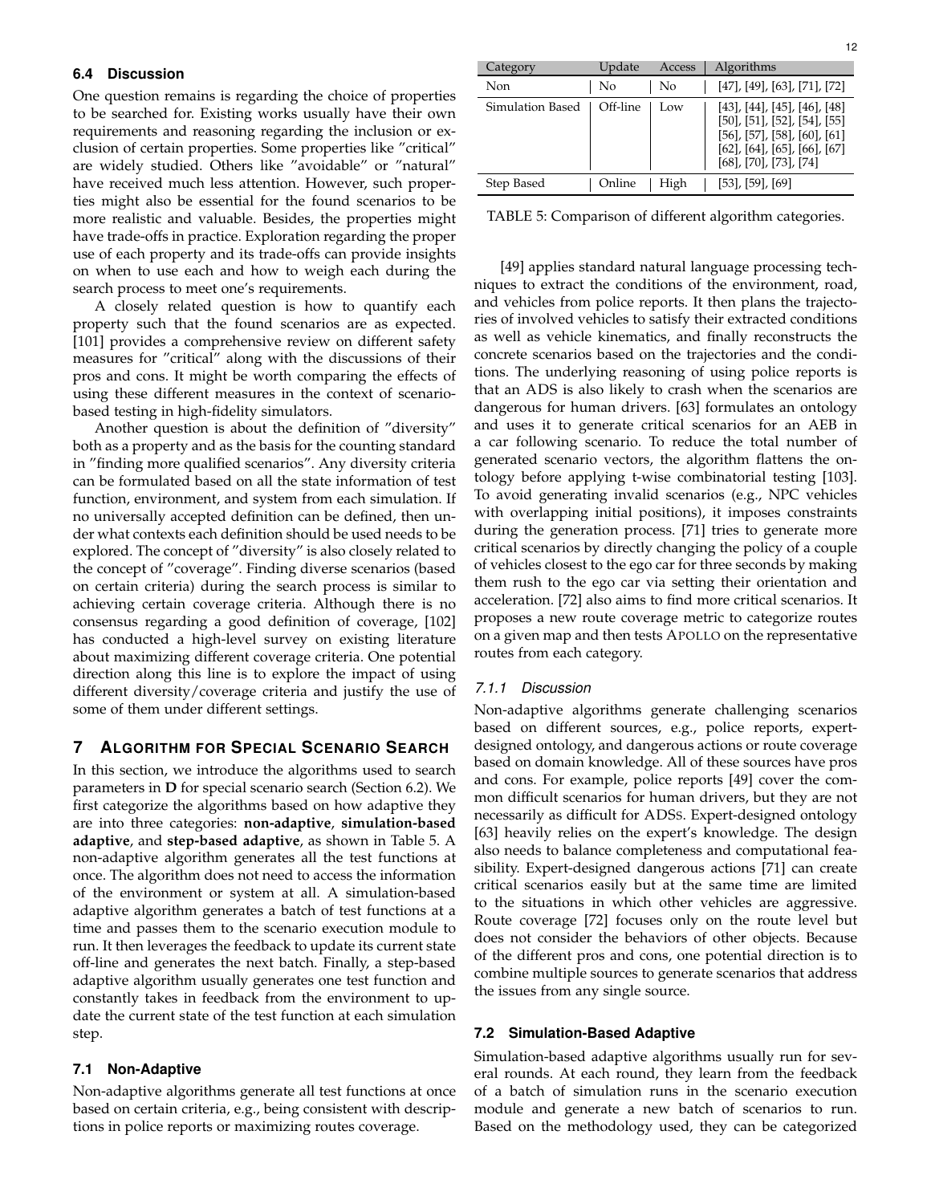### 6.4 Discussion

One question remains is regarding the choice of properties to be searched for. Existing works usually have their own requirements and reasoning regarding the inclusion or exclusion of certain properties. Some properties like "critical" are widely studied. Others like "avoidable" or "natural" have received much less attention. However, such properties might also be essential for the found scenarios to be more realistic and valuable. Besides, the properties might have trade-offs in practice. Exploration regarding the proper use of each property and its trade-offs can provide insights on when to use each and how to weigh each during the search process to meet one's requirements.

A closely related question is how to quantify each property such that the found scenarios are as expected. [101] provides a comprehensive review on different safety measures for "critical" along with the discussions of their pros and cons. It might be worth comparing the effects of using these different measures in the context of scenario-based testing in high-fidelity simulators.

Another question is about the definition of "diversity" both as a property and as the basis for the counting standard in "finding more qualified scenarios". Any diversity criteria can be formulated based on all the state information of test function, environment, and system from each simulation. If no universally accepted definition can be defined, then under what contexts each definition should be used needs to be explored. The concept of "diversity" is also closely related to the concept of "coverage". Finding diverse scenarios (based on certain criteria) during the search process is similar to achieving certain coverage criteria. Although there is no consensus regarding a good definition of coverage, [102] has conducted a high-level survey on existing literature about maximizing different coverage criteria. One potential direction along this line is to explore the impact of using different diversity/coverage criteria and justify the use of some of them under different settings.

## 7 Algorithm for Special Scenario Search

In this section, we introduce the algorithms used to search parameters in **D** for special scenario search (Section 6.2). We first categorize the algorithms based on how adaptive they are into three categories: **non-adaptive**, **simulation-based adaptive**, and **step-based adaptive**, as shown in Table 5. A non-adaptive algorithm generates all the test functions at once. The algorithm does not need to access the information of the environment or system at all. A simulation-based adaptive algorithm generates a batch of test functions at a time and passes them to the scenario execution module to run. It then leverages the feedback to update its current state off-line and generates the next batch. Finally, a step-based adaptive algorithm usually generates one test function and constantly takes in feedback from the environment to update the current state of the test function at each simulation step.

| Category | Update | Access | Algorithms |
|---|---|---|---|
| Non | No | No | [47], [49], [63], [71], [72] |
| Simulation Based | Off-line | Low | [43], [44], [45], [46], [48] [50], [51], [52], [54], [55] [56], [57], [58], [60], [61] [62], [64], [65], [66], [67] [68], [70], [73], [74] |
| Step Based | Online | High | [53], [59], [69] |

TABLE 5: Comparison of different algorithm categories.

### 7.1 Non-Adaptive

Non-adaptive algorithms generate all test functions at once based on certain criteria, e.g., being consistent with descriptions in police reports or maximizing routes coverage.

[49] applies standard natural language processing techniques to extract the conditions of the environment, road, and vehicles from police reports. It then plans the trajectories of involved vehicles to satisfy their extracted conditions as well as vehicle kinematics, and finally reconstructs the concrete scenarios based on the trajectories and the conditions. The underlying reasoning of using police reports is that an ADS is also likely to crash when the scenarios are dangerous for human drivers. [63] formulates an ontology and uses it to generate critical scenarios for an AEB in a car following scenario. To reduce the total number of generated scenario vectors, the algorithm flattens the ontology before applying t-wise combinatorial testing [103]. To avoid generating invalid scenarios (e.g., NPC vehicles with overlapping initial positions), it imposes constraints during the generation process. [71] tries to generate more critical scenarios by directly changing the policy of a couple of vehicles closest to the ego car for three seconds by making them rush to the ego car via setting their orientation and acceleration. [72] also aims to find more critical scenarios. It proposes a new route coverage metric to categorize routes on a given map and then tests APOLLO on the representative routes from each category.

#### 7.1.1 Discussion

Non-adaptive algorithms generate challenging scenarios based on different sources, e.g., police reports, expert-designed ontology, and dangerous actions or route coverage based on domain knowledge. All of these sources have pros and cons. For example, police reports [49] cover the common difficult scenarios for human drivers, but they are not necessarily as difficult for ADSs. Expert-designed ontology [63] heavily relies on the expert's knowledge. The design also needs to balance completeness and computational feasibility. Expert-designed dangerous actions [71] can create critical scenarios easily but at the same time are limited to the situations in which other vehicles are aggressive. Route coverage [72] focuses only on the route level but does not consider the behaviors of other objects. Because of the different pros and cons, one potential direction is to combine multiple sources to generate scenarios that address the issues from any single source.

### 7.2 Simulation-Based Adaptive

Simulation-based adaptive algorithms usually run for several rounds. At each round, they learn from the feedback of a batch of simulation runs in the scenario execution module and generate a new batch of scenarios to run. Based on the methodology used, they can be categorized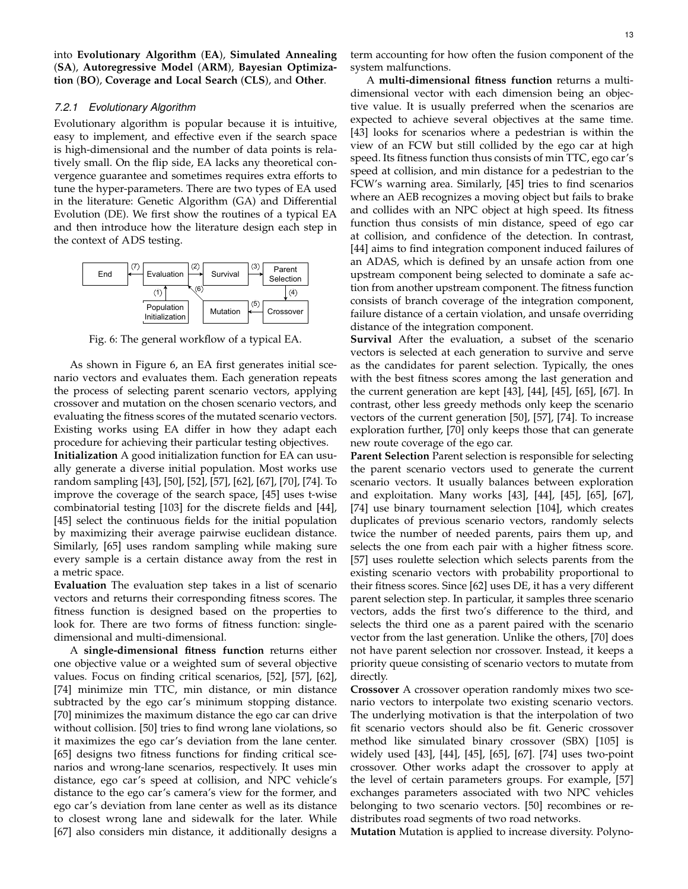into **Evolutionary Algorithm** (**EA**), **Simulated Annealing** (**SA**), **Autoregressive Model** (**ARM**), **Bayesian Optimization** (**BO**), **Coverage and Local Search** (**CLS**), and **Other**.

#### *7.2.1 Evolutionary Algorithm*

Evolutionary algorithm is popular because it is intuitive, easy to implement, and effective even if the search space is high-dimensional and the number of data points is relatively small. On the flip side, EA lacks any theoretical convergence guarantee and sometimes requires extra efforts to tune the hyper-parameters. There are two types of EA used in the literature: Genetic Algorithm (GA) and Differential Evolution (DE). We first show the routines of a typical EA and then introduce how the literature design each step in the context of ADS testing.

Fig. 6: The general workflow of a typical EA.

As shown in Figure 6, an EA first generates initial scenario vectors and evaluates them. Each generation repeats the process of selecting parent scenario vectors, applying crossover and mutation on the chosen scenario vectors, and evaluating the fitness scores of the mutated scenario vectors. Existing works using EA differ in how they adapt each procedure for achieving their particular testing objectives.

**Initialization** A good initialization function for EA can usually generate a diverse initial population. Most works use random sampling [43], [50], [52], [57], [62], [67], [70], [74]. To improve the coverage of the search space, [45] uses t-wise combinatorial testing [103] for the discrete fields and [44], [45] select the continuous fields for the initial population by maximizing their average pairwise euclidean distance. Similarly, [65] uses random sampling while making sure every sample is a certain distance away from the rest in a metric space.

**Evaluation** The evaluation step takes in a list of scenario vectors and returns their corresponding fitness scores. The fitness function is designed based on the properties to look for. There are two forms of fitness function: single-dimensional and multi-dimensional.

A **single-dimensional fitness function** returns either one objective value or a weighted sum of several objective values. Focus on finding critical scenarios, [52], [57], [62], [74] minimize min TTC, min distance, or min distance subtracted by the ego car's minimum stopping distance. [70] minimizes the maximum distance the ego car can drive without collision. [50] tries to find wrong lane violations, so it maximizes the ego car's deviation from the lane center. [65] designs two fitness functions for finding critical scenarios and wrong-lane scenarios, respectively. It uses min distance, ego car's speed at collision, and NPC vehicle's distance to the ego car's camera's view for the former, and ego car's deviation from lane center as well as its distance to closest wrong lane and sidewalk for the later. While [67] also considers min distance, it additionally designs a term accounting for how often the fusion component of the system malfunctions.

A **multi-dimensional fitness function** returns a multi-dimensional vector with each dimension being an objective value. It is usually preferred when the scenarios are expected to achieve several objectives at the same time. [43] looks for scenarios where a pedestrian is within the view of an FCW but still collided by the ego car at high speed. Its fitness function thus consists of min TTC, ego car's speed at collision, and min distance for a pedestrian to the FCW's warning area. Similarly, [45] tries to find scenarios where an AEB recognizes a moving object but fails to brake and collides with an NPC object at high speed. Its fitness function thus consists of min distance, speed of ego car at collision, and confidence of the detection. In contrast, [44] aims to find integration component induced failures of an ADAS, which is defined by an unsafe action from one upstream component being selected to dominate a safe action from another upstream component. The fitness function consists of branch coverage of the integration component, failure distance of a certain violation, and unsafe overriding distance of the integration component.

**Survival** After the evaluation, a subset of the scenario vectors is selected at each generation to survive and serve as the candidates for parent selection. Typically, the ones with the best fitness scores among the last generation and the current generation are kept [43], [44], [45], [65], [67]. In contrast, other less greedy methods only keep the scenario vectors of the current generation [50], [57], [74]. To increase exploration further, [70] only keeps those that can generate new route coverage of the ego car.

**Parent Selection** Parent selection is responsible for selecting the parent scenario vectors used to generate the current scenario vectors. It usually balances between exploration and exploitation. Many works [43], [44], [45], [65], [67], [74] use binary tournament selection [104], which creates duplicates of previous scenario vectors, randomly selects twice the number of needed parents, pairs them up, and selects the one from each pair with a higher fitness score. [57] uses roulette selection which selects parents from the existing scenario vectors with probability proportional to their fitness scores. Since [62] uses DE, it has a very different parent selection step. In particular, it samples three scenario vectors, adds the first two's difference to the third, and selects the third one as a parent paired with the scenario vector from the last generation. Unlike the others, [70] does not have parent selection nor crossover. Instead, it keeps a priority queue consisting of scenario vectors to mutate from directly.

**Crossover** A crossover operation randomly mixes two scenario vectors to interpolate two existing scenario vectors. The underlying motivation is that the interpolation of two fit scenario vectors should also be fit. Generic crossover method like simulated binary crossover (SBX) [105] is widely used [43], [44], [45], [65], [67]. [74] uses two-point crossover. Other works adapt the crossover to apply at the level of certain parameters groups. For example, [57] exchanges parameters associated with two NPC vehicles belonging to two scenario vectors. [50] recombines or redistributes road segments of two road networks.

**Mutation** Mutation is applied to increase diversity. Polyno-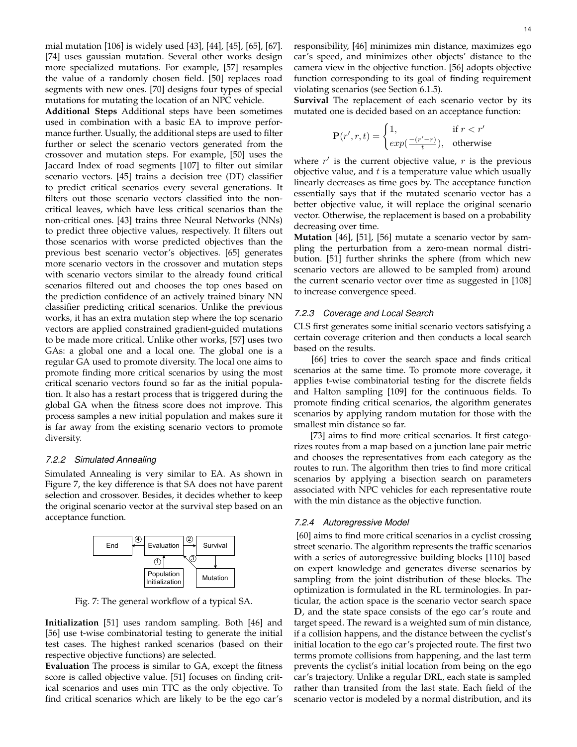mial mutation [106] is widely used [43], [44], [45], [65], [67]. [74] uses gaussian mutation. Several other works design more specialized mutations. For example, [57] resamples the value of a randomly chosen field. [50] replaces road segments with new ones. [70] designs four types of special mutations for mutating the location of an NPC vehicle.

**Additional Steps** Additional steps have been sometimes used in combination with a basic EA to improve performance further. Usually, the additional steps are used to filter further or select the scenario vectors generated from the crossover and mutation steps. For example, [50] uses the Jaccard Index of road segments [107] to filter out similar scenario vectors. [45] trains a decision tree (DT) classifier to predict critical scenarios every several generations. It filters out those scenario vectors classified into the non-critical leaves, which have less critical scenarios than the non-critical ones. [43] trains three Neural Networks (NNs) to predict three objective values, respectively. It filters out those scenarios with worse predicted objectives than the previous best scenario vector's objectives. [65] generates more scenario vectors in the crossover and mutation steps with scenario vectors similar to the already found critical scenarios filtered out and chooses the top ones based on the prediction confidence of an actively trained binary NN classifier predicting critical scenarios. Unlike the previous works, it has an extra mutation step where the top scenario vectors are applied constrained gradient-guided mutations to be made more critical. Unlike other works, [57] uses two GAs: a global one and a local one. The global one is a regular GA used to promote diversity. The local one aims to promote finding more critical scenarios by using the most critical scenario vectors found so far as the initial population. It also has a restart process that is triggered during the global GA when the fitness score does not improve. This process samples a new initial population and makes sure it is far away from the existing scenario vectors to promote diversity.

#### 7.2.2 Simulated Annealing

Simulated Annealing is very similar to EA. As shown in Figure 7, the key difference is that SA does not have parent selection and crossover. Besides, it decides whether to keep the original scenario vector at the survival step based on an acceptance function.

Fig. 7: The general workflow of a typical SA.

**Initialization** [51] uses random sampling. Both [46] and [56] use t-wise combinatorial testing to generate the initial test cases. The highest ranked scenarios (based on their respective objective functions) are selected.

**Evaluation** The process is similar to GA, except the fitness score is called objective value. [51] focuses on finding critical scenarios and uses min TTC as the only objective. To find critical scenarios which are likely to be the ego car's responsibility, [46] minimizes min distance, maximizes ego car's speed, and minimizes other objects' distance to the camera view in the objective function. [56] adopts objective function corresponding to its goal of finding requirement violating scenarios (see Section 6.1.5).

**Survival** The replacement of each scenario vector by its mutated one is decided based on an acceptance function:

$$\mathbf{P}(r', r, t) = \begin{cases} 1, & \text{if } r < r' \\ exp(\frac{-(r'-r)}{t}), & \text{otherwise} \end{cases}$$

where $r'$ is the current objective value, $r$ is the previous objective value, and $t$ is a temperature value which usually linearly decreases as time goes by. The acceptance function essentially says that if the mutated scenario vector has a better objective value, it will replace the original scenario vector. Otherwise, the replacement is based on a probability decreasing over time.

**Mutation** [46], [51], [56] mutate a scenario vector by sampling the perturbation from a zero-mean normal distribution. [51] further shrinks the sphere (from which new scenario vectors are allowed to be sampled from) around the current scenario vector over time as suggested in [108] to increase convergence speed.

#### 7.2.3 Coverage and Local Search

CLS first generates some initial scenario vectors satisfying a certain coverage criterion and then conducts a local search based on the results.

[66] tries to cover the search space and finds critical scenarios at the same time. To promote more coverage, it applies t-wise combinatorial testing for the discrete fields and Halton sampling [109] for the continuous fields. To promote finding critical scenarios, the algorithm generates scenarios by applying random mutation for those with the smallest min distance so far.

[73] aims to find more critical scenarios. It first categorizes routes from a map based on a junction lane pair metric and chooses the representatives from each category as the routes to run. The algorithm then tries to find more critical scenarios by applying a bisection search on parameters associated with NPC vehicles for each representative route with the min distance as the objective function.

#### 7.2.4 Autoregressive Model

[60] aims to find more critical scenarios in a cyclist crossing street scenario. The algorithm represents the traffic scenarios with a series of autoregressive building blocks [110] based on expert knowledge and generates diverse scenarios by sampling from the joint distribution of these blocks. The optimization is formulated in the RL terminologies. In particular, the action space is the scenario vector search space $\mathbf{D}$, and the state space consists of the ego car's route and target speed. The reward is a weighted sum of min distance, if a collision happens, and the distance between the cyclist's initial location to the ego car's projected route. The first two terms promote collisions from happening, and the last term prevents the cyclist's initial location from being on the ego car's trajectory. Unlike a regular DRL, each state is sampled rather than transited from the last state. Each field of the scenario vector is modeled by a normal distribution, and its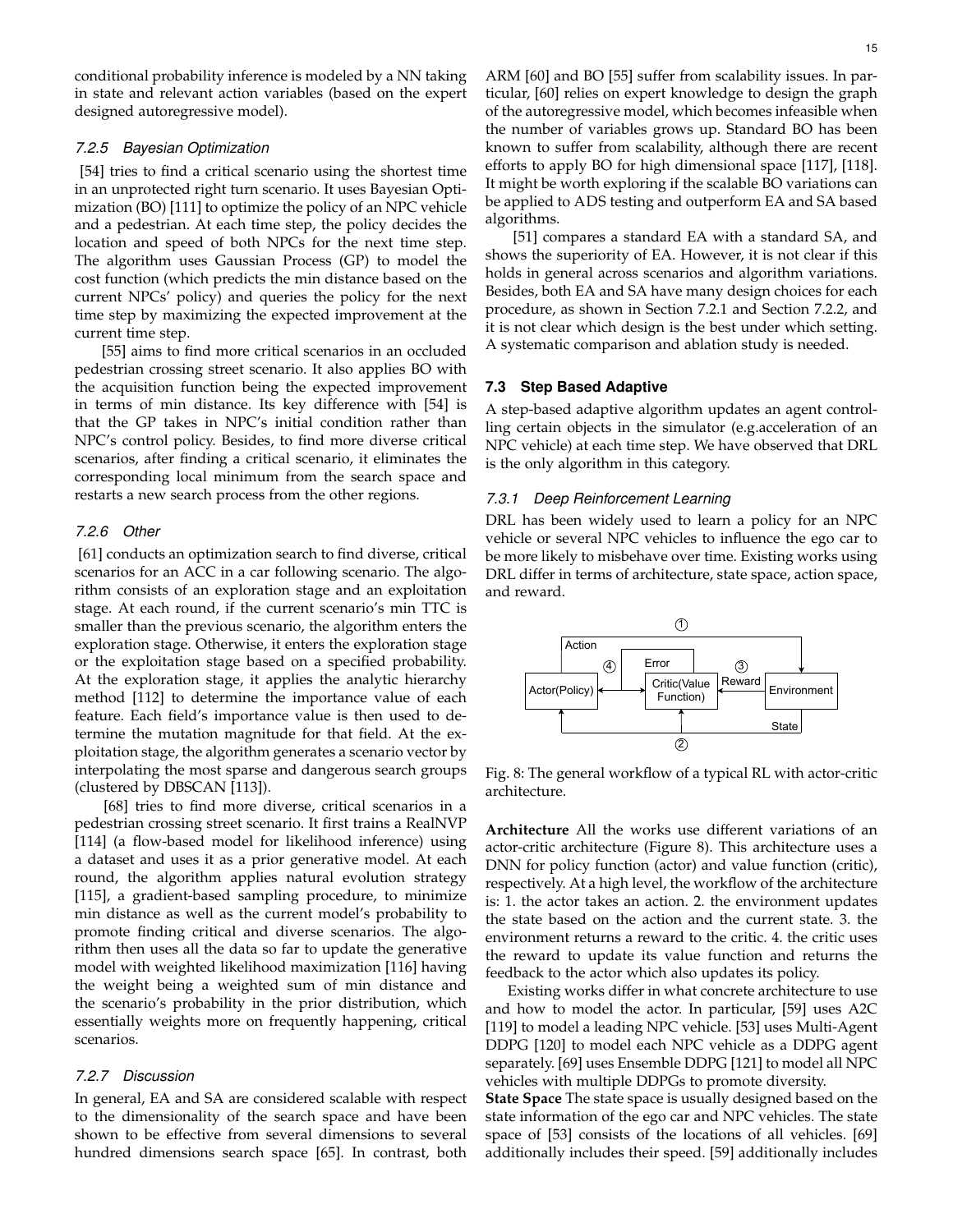conditional probability inference is modeled by a NN taking in state and relevant action variables (based on the expert designed autoregressive model).

#### 7.2.5 Bayesian Optimization

[54] tries to find a critical scenario using the shortest time in an unprotected right turn scenario. It uses Bayesian Optimization (BO) [111] to optimize the policy of an NPC vehicle and a pedestrian. At each time step, the policy decides the location and speed of both NPCs for the next time step. The algorithm uses Gaussian Process (GP) to model the cost function (which predicts the min distance based on the current NPCs' policy) and queries the policy for the next time step by maximizing the expected improvement at the current time step.

[55] aims to find more critical scenarios in an occluded pedestrian crossing street scenario. It also applies BO with the acquisition function being the expected improvement in terms of min distance. Its key difference with [54] is that the GP takes in NPC's initial condition rather than NPC's control policy. Besides, to find more diverse critical scenarios, after finding a critical scenario, it eliminates the corresponding local minimum from the search space and restarts a new search process from the other regions.

#### 7.2.6 Other

[61] conducts an optimization search to find diverse, critical scenarios for an ACC in a car following scenario. The algorithm consists of an exploration stage and an exploitation stage. At each round, if the current scenario's min TTC is smaller than the previous scenario, the algorithm enters the exploration stage. Otherwise, it enters the exploration stage or the exploitation stage based on a specified probability. At the exploration stage, it applies the analytic hierarchy method [112] to determine the importance value of each feature. Each field's importance value is then used to determine the mutation magnitude for that field. At the exploitation stage, the algorithm generates a scenario vector by interpolating the most sparse and dangerous search groups (clustered by DBSCAN [113]).

[68] tries to find more diverse, critical scenarios in a pedestrian crossing street scenario. It first trains a RealNVP [114] (a flow-based model for likelihood inference) using a dataset and uses it as a prior generative model. At each round, the algorithm applies natural evolution strategy [115], a gradient-based sampling procedure, to minimize min distance as well as the current model's probability to promote finding critical and diverse scenarios. The algorithm then uses all the data so far to update the generative model with weighted likelihood maximization [116] having the weight being a weighted sum of min distance and the scenario's probability in the prior distribution, which essentially weights more on frequently happening, critical scenarios.

#### 7.2.7 Discussion

In general, EA and SA are considered scalable with respect to the dimensionality of the search space and have been shown to be effective from several dimensions to several hundred dimensions search space [65]. In contrast, both ARM [60] and BO [55] suffer from scalability issues. In particular, [60] relies on expert knowledge to design the graph of the autoregressive model, which becomes infeasible when the number of variables grows up. Standard BO has been known to suffer from scalability, although there are recent efforts to apply BO for high dimensional space [117], [118]. It might be worth exploring if the scalable BO variations can be applied to ADS testing and outperform EA and SA based algorithms.

[51] compares a standard EA with a standard SA, and shows the superiority of EA. However, it is not clear if this holds in general across scenarios and algorithm variations. Besides, both EA and SA have many design choices for each procedure, as shown in Section 7.2.1 and Section 7.2.2, and it is not clear which design is the best under which setting. A systematic comparison and ablation study is needed.

### 7.3 Step Based Adaptive

A step-based adaptive algorithm updates an agent controlling certain objects in the simulator (e.g.acceleration of an NPC vehicle) at each time step. We have observed that DRL is the only algorithm in this category.

#### 7.3.1 Deep Reinforcement Learning

DRL has been widely used to learn a policy for an NPC vehicle or several NPC vehicles to influence the ego car to be more likely to misbehave over time. Existing works using DRL differ in terms of architecture, state space, action space, and reward.

Fig. 8: The general workflow of a typical RL with actor-critic architecture.

**Architecture** All the works use different variations of an actor-critic architecture (Figure 8). This architecture uses a DNN for policy function (actor) and value function (critic), respectively. At a high level, the workflow of the architecture is: 1. the actor takes an action. 2. the environment updates the state based on the action and the current state. 3. the environment returns a reward to the critic. 4. the critic uses the reward to update its value function and returns the feedback to the actor which also updates its policy.

Existing works differ in what concrete architecture to use and how to model the actor. In particular, [59] uses A2C [119] to model a leading NPC vehicle. [53] uses Multi-Agent DDPG [120] to model each NPC vehicle as a DDPG agent separately. [69] uses Ensemble DDPG [121] to model all NPC vehicles with multiple DDPGs to promote diversity.

**State Space** The state space is usually designed based on the state information of the ego car and NPC vehicles. The state space of [53] consists of the locations of all vehicles. [69] additionally includes their speed. [59] additionally includes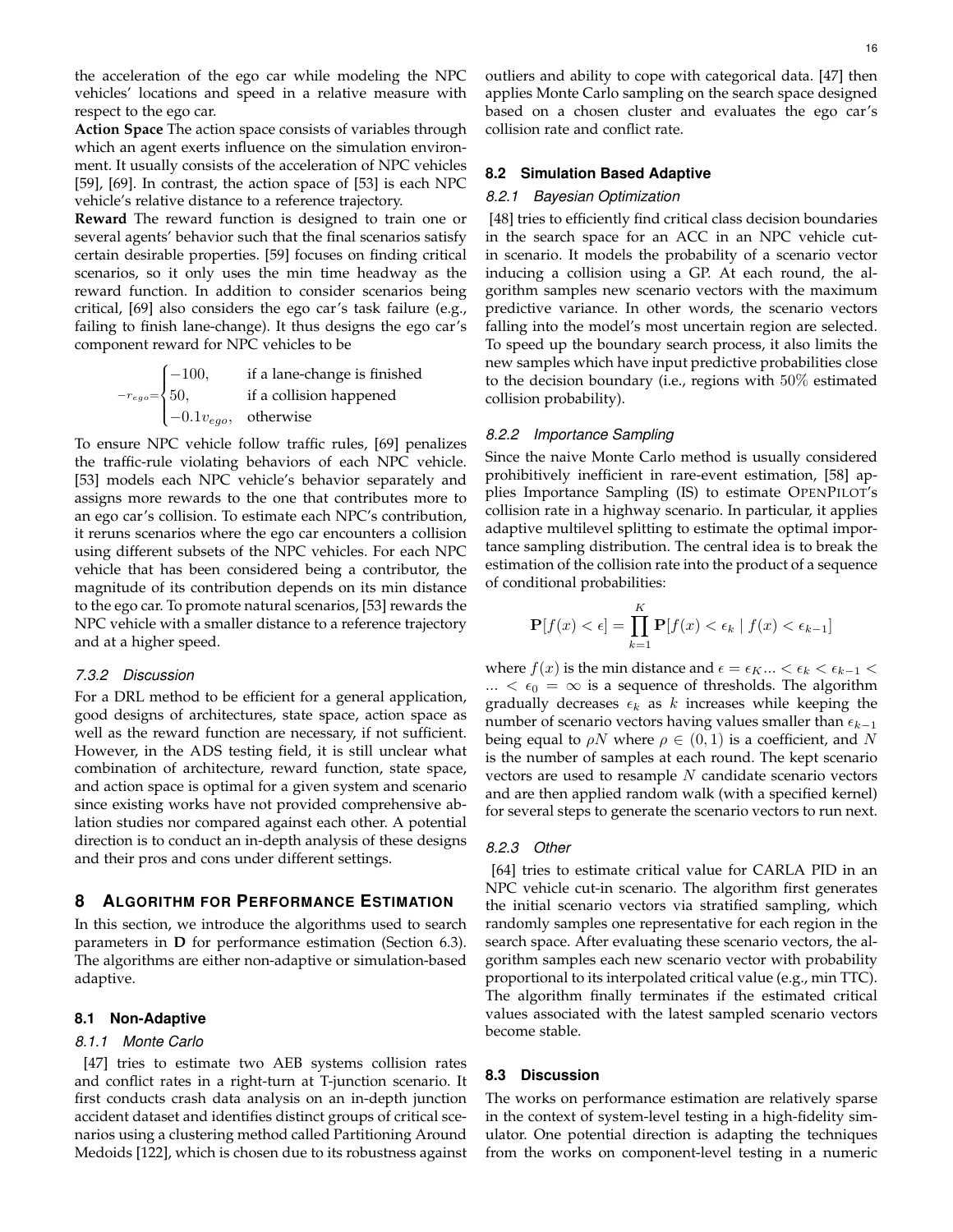the acceleration of the ego car while modeling the NPC vehicles' locations and speed in a relative measure with respect to the ego car.

**Action Space** The action space consists of variables through which an agent exerts influence on the simulation environment. It usually consists of the acceleration of NPC vehicles [59], [69]. In contrast, the action space of [53] is each NPC vehicle's relative distance to a reference trajectory.

**Reward** The reward function is designed to train one or several agents' behavior such that the final scenarios satisfy certain desirable properties. [59] focuses on finding critical scenarios, so it only uses the min time headway as the reward function. In addition to consider scenarios being critical, [69] also considers the ego car's task failure (e.g., failing to finish lane-change). It thus designs the ego car's component reward for NPC vehicles to be

$$-r_{ego}=\begin{cases}-100, & \text{if a lane-change is finished}\\ 50, & \text{if a collision happened}\\ -0.1v_{ego}, & \text{otherwise}\end{cases}$$

To ensure NPC vehicle follow traffic rules, [69] penalizes the traffic-rule violating behaviors of each NPC vehicle. [53] models each NPC vehicle's behavior separately and assigns more rewards to the one that contributes more to an ego car's collision. To estimate each NPC's contribution, it reruns scenarios where the ego car encounters a collision using different subsets of the NPC vehicles. For each NPC vehicle that has been considered being a contributor, the magnitude of its contribution depends on its min distance to the ego car. To promote natural scenarios, [53] rewards the NPC vehicle with a smaller distance to a reference trajectory and at a higher speed.

#### *7.3.2 Discussion*

For a DRL method to be efficient for a general application, good designs of architectures, state space, action space as well as the reward function are necessary, if not sufficient. However, in the ADS testing field, it is still unclear what combination of architecture, reward function, state space, and action space is optimal for a given system and scenario since existing works have not provided comprehensive ablation studies nor compared against each other. A potential direction is to conduct an in-depth analysis of these designs and their pros and cons under different settings.

## 8 Algorithm for Performance Estimation

In this section, we introduce the algorithms used to search parameters in **D** for performance estimation (Section 6.3). The algorithms are either non-adaptive or simulation-based adaptive.

### 8.1 Non-Adaptive

#### *8.1.1 Monte Carlo*

[47] tries to estimate two AEB systems collision rates and conflict rates in a right-turn at T-junction scenario. It first conducts crash data analysis on an in-depth junction accident dataset and identifies distinct groups of critical scenarios using a clustering method called Partitioning Around Medoids [122], which is chosen due to its robustness against outliers and ability to cope with categorical data. [47] then applies Monte Carlo sampling on the search space designed based on a chosen cluster and evaluates the ego car's collision rate and conflict rate.

### 8.2 Simulation Based Adaptive

#### *8.2.1 Bayesian Optimization*

[48] tries to efficiently find critical class decision boundaries in the search space for an ACC in an NPC vehicle cut-in scenario. It models the probability of a scenario vector inducing a collision using a GP. At each round, the algorithm samples new scenario vectors with the maximum predictive variance. In other words, the scenario vectors falling into the model's most uncertain region are selected. To speed up the boundary search process, it also limits the new samples which have input predictive probabilities close to the decision boundary (i.e., regions with $50\%$ estimated collision probability).

#### *8.2.2 Importance Sampling*

Since the naive Monte Carlo method is usually considered prohibitively inefficient in rare-event estimation, [58] applies Importance Sampling (IS) to estimate OpenPilot's collision rate in a highway scenario. In particular, it applies adaptive multilevel splitting to estimate the optimal importance sampling distribution. The central idea is to break the estimation of the collision rate into the product of a sequence of conditional probabilities:

$$\mathbf{P}[f(x) < \epsilon] = \prod_{k=1}^{K} \mathbf{P}[f(x) < \epsilon_k \mid f(x) < \epsilon_{k-1}]$$

where $f(x)$ is the min distance and $\epsilon = \epsilon_K ... < \epsilon_k < \epsilon_{k-1} < ... < \epsilon_0 = \infty$ is a sequence of thresholds. The algorithm gradually decreases $\epsilon_k$ as $k$ increases while keeping the number of scenario vectors having values smaller than $\epsilon_{k-1}$ being equal to $\rho N$ where $\rho \in (0, 1)$ is a coefficient, and $N$ is the number of samples at each round. The kept scenario vectors are used to resample $N$ candidate scenario vectors and are then applied random walk (with a specified kernel) for several steps to generate the scenario vectors to run next.

#### *8.2.3 Other*

[64] tries to estimate critical value for CARLA PID in an NPC vehicle cut-in scenario. The algorithm first generates the initial scenario vectors via stratified sampling, which randomly samples one representative for each region in the search space. After evaluating these scenario vectors, the algorithm samples each new scenario vector with probability proportional to its interpolated critical value (e.g., min TTC). The algorithm finally terminates if the estimated critical values associated with the latest sampled scenario vectors become stable.

### 8.3 Discussion

The works on performance estimation are relatively sparse in the context of system-level testing in a high-fidelity simulator. One potential direction is adapting the techniques from the works on component-level testing in a numeric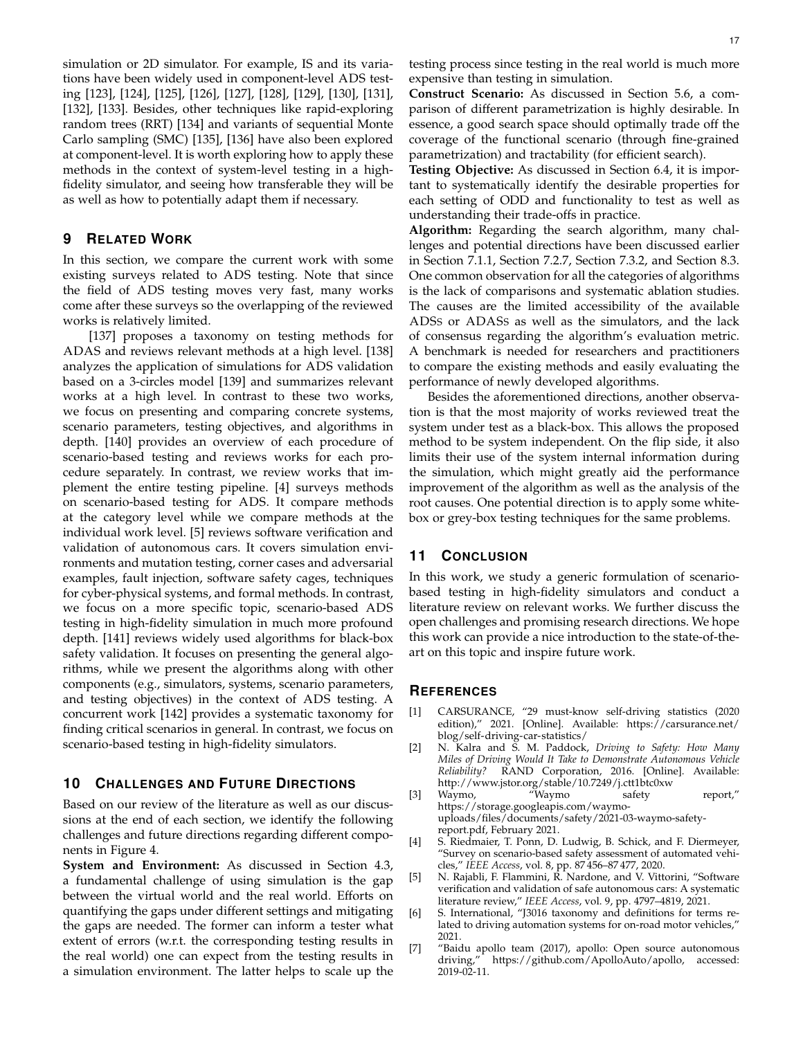simulation or 2D simulator. For example, IS and its variations have been widely used in component-level ADS testing [123], [124], [125], [126], [127], [128], [129], [130], [131], [132], [133]. Besides, other techniques like rapid-exploring random trees (RRT) [134] and variants of sequential Monte Carlo sampling (SMC) [135], [136] have also been explored at component-level. It is worth exploring how to apply these methods in the context of system-level testing in a high-fidelity simulator, and seeing how transferable they will be as well as how to potentially adapt them if necessary.

## 9 Related Work

In this section, we compare the current work with some existing surveys related to ADS testing. Note that since the field of ADS testing moves very fast, many works come after these surveys so the overlapping of the reviewed works is relatively limited.

[137] proposes a taxonomy on testing methods for ADAS and reviews relevant methods at a high level. [138] analyzes the application of simulations for ADS validation based on a 3-circles model [139] and summarizes relevant works at a high level. In contrast to these two works, we focus on presenting and comparing concrete systems, scenario parameters, testing objectives, and algorithms in depth. [140] provides an overview of each procedure of scenario-based testing and reviews works for each procedure separately. In contrast, we review works that implement the entire testing pipeline. [4] surveys methods on scenario-based testing for ADS. It compare methods at the category level while we compare methods at the individual work level. [5] reviews software verification and validation of autonomous cars. It covers simulation environments and mutation testing, corner cases and adversarial examples, fault injection, software safety cages, techniques for cyber-physical systems, and formal methods. In contrast, we focus on a more specific topic, scenario-based ADS testing in high-fidelity simulation in much more profound depth. [141] reviews widely used algorithms for black-box safety validation. It focuses on presenting the general algorithms, while we present the algorithms along with other components (e.g., simulators, systems, scenario parameters, and testing objectives) in the context of ADS testing. A concurrent work [142] provides a systematic taxonomy for finding critical scenarios in general. In contrast, we focus on scenario-based testing in high-fidelity simulators.

## 10 Challenges and Future Directions

Based on our review of the literature as well as our discussions at the end of each section, we identify the following challenges and future directions regarding different components in Figure 4.

**System and Environment:** As discussed in Section 4.3, a fundamental challenge of using simulation is the gap between the virtual world and the real world. Efforts on quantifying the gaps under different settings and mitigating the gaps are needed. The former can inform a tester what extent of errors (w.r.t. the corresponding testing results in the real world) one can expect from the testing results in a simulation environment. The latter helps to scale up the testing process since testing in the real world is much more expensive than testing in simulation.

**Construct Scenario:** As discussed in Section 5.6, a comparison of different parametrization is highly desirable. In essence, a good search space should optimally trade off the coverage of the functional scenario (through fine-grained parametrization) and tractability (for efficient search).

**Testing Objective:** As discussed in Section 6.4, it is important to systematically identify the desirable properties for each setting of ODD and functionality to test as well as understanding their trade-offs in practice.

**Algorithm:** Regarding the search algorithm, many challenges and potential directions have been discussed earlier in Section 7.1.1, Section 7.2.7, Section 7.3.2, and Section 8.3. One common observation for all the categories of algorithms is the lack of comparisons and systematic ablation studies. The causes are the limited accessibility of the available ADSs or ADASs as well as the simulators, and the lack of consensus regarding the algorithm's evaluation metric. A benchmark is needed for researchers and practitioners to compare the existing methods and easily evaluating the performance of newly developed algorithms.

Besides the aforementioned directions, another observation is that the most majority of works reviewed treat the system under test as a black-box. This allows the proposed method to be system independent. On the flip side, it also limits their use of the system internal information during the simulation, which might greatly aid the performance improvement of the algorithm as well as the analysis of the root causes. One potential direction is to apply some white-box or grey-box testing techniques for the same problems.

## 11 Conclusion

In this work, we study a generic formulation of scenario-based testing in high-fidelity simulators and conduct a literature review on relevant works. We further discuss the open challenges and promising research directions. We hope this work can provide a nice introduction to the state-of-the-art on this topic and inspire future work.

## References

[1] CARSURANCE, "29 must-know self-driving statistics (2020 edition)," 2021. [Online]. Available: https://carsurance.net/blog/self-driving-car-statistics/

[2] N. Kalra and S. M. Paddock, *Driving to Safety: How Many Miles of Driving Would It Take to Demonstrate Autonomous Vehicle Reliability?* RAND Corporation, 2016. [Online]. Available: http://www.jstor.org/stable/10.7249/j.ctt1btc0xw

[3] Waymo, "Waymo safety report," https://storage.googleapis.com/waymo-uploads/files/documents/safety/2021-03-waymo-safety-report.pdf, February 2021.

[4] S. Riedmaier, T. Ponn, D. Ludwig, B. Schick, and F. Diermeyer, "Survey on scenario-based safety assessment of automated vehicles," *IEEE Access*, vol. 8, pp. 87 456–87 477, 2020.

[5] N. Rajabli, F. Flammini, R. Nardone, and V. Vittorini, "Software verification and validation of safe autonomous cars: A systematic literature review," *IEEE Access*, vol. 9, pp. 4797–4819, 2021.

[6] S. International, "J3016 taxonomy and definitions for terms related to driving automation systems for on-road motor vehicles," 2021.

[7] "Baidu apollo team (2017), apollo: Open source autonomous driving," https://github.com/ApolloAuto/apollo, accessed: 2019-02-11.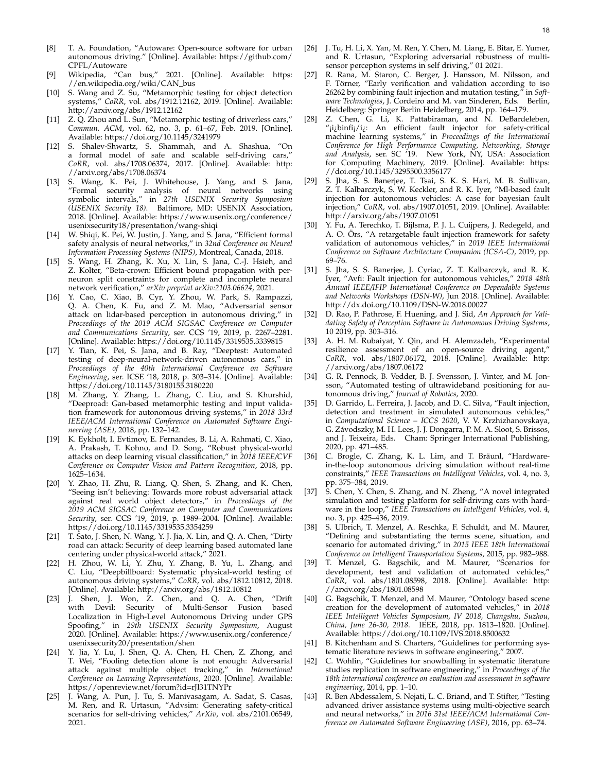[8] T. A. Foundation, "Autoware: Open-source software for urban autonomous driving." [Online]. Available: https://github.com/CPFL/Autoware

[9] Wikipedia, "Can bus," 2021. [Online]. Available: https://en.wikipedia.org/wiki/CAN_bus

[10] S. Wang and Z. Su, "Metamorphic testing for object detection systems," *CoRR*, vol. abs/1912.12162, 2019. [Online]. Available: http://arxiv.org/abs/1912.12162

[11] Z. Q. Zhou and L. Sun, "Metamorphic testing of driverless cars," *Commun. ACM*, vol. 62, no. 3, p. 61–67, Feb. 2019. [Online]. Available: https://doi.org/10.1145/3241979

[12] S. Shalev-Shwartz, S. Shammah, and A. Shashua, "On a formal model of safe and scalable self-driving cars," *CoRR*, vol. abs/1708.06374, 2017. [Online]. Available: http://arxiv.org/abs/1708.06374

[13] S. Wang, K. Pei, J. Whitehouse, J. Yang, and S. Jana, "Formal security analysis of neural networks using symbolic intervals," in *27th USENIX Security Symposium (USENIX Security 18)*. Baltimore, MD: USENIX Association, 2018. [Online]. Available: https://www.usenix.org/conference/usenixsecurity18/presentation/wang-shiqi

[14] W. Shiqi, K. Pei, W. Justin, J. Yang, and S. Jana, "Efficient formal safety analysis of neural networks," in *32nd Conference on Neural Information Processing Systems (NIPS)*, Montreal, Canada, 2018.

[15] S. Wang, H. Zhang, K. Xu, X. Lin, S. Jana, C.-J. Hsieh, and Z. Kolter, "Beta-crown: Efficient bound propagation with per-neuron split constraints for complete and incomplete neural network verification," *arXiv preprint arXiv:2103.06624*, 2021.

[16] Y. Cao, C. Xiao, B. Cyr, Y. Zhou, W. Park, S. Rampazzi, Q. A. Chen, K. Fu, and Z. M. Mao, "Adversarial sensor attack on lidar-based perception in autonomous driving," in *Proceedings of the 2019 ACM SIGSAC Conference on Computer and Communications Security*, ser. CCS '19, 2019, p. 2267–2281. [Online]. Available: https://doi.org/10.1145/3319535.3339815

[17] Y. Tian, K. Pei, S. Jana, and B. Ray, "Deeptest: Automated testing of deep-neural-network-driven autonomous cars," in *Proceedings of the 40th International Conference on Software Engineering*, ser. ICSE '18, 2018, p. 303–314. [Online]. Available: https://doi.org/10.1145/3180155.3180220

[18] M. Zhang, Y. Zhang, L. Zhang, C. Liu, and S. Khurshid, "Deeproad: Gan-based metamorphic testing and input validation framework for autonomous driving systems," in *2018 33rd IEEE/ACM International Conference on Automated Software Engineering (ASE)*, 2018, pp. 132–142.

[19] K. Eykholt, I. Evtimov, E. Fernandes, B. Li, A. Rahmati, C. Xiao, A. Prakash, T. Kohno, and D. Song, "Robust physical-world attacks on deep learning visual classification," in *2018 IEEE/CVF Conference on Computer Vision and Pattern Recognition*, 2018, pp. 1625–1634.

[20] Y. Zhao, H. Zhu, R. Liang, Q. Shen, S. Zhang, and K. Chen, "Seeing isn't believing: Towards more robust adversarial attack against real world object detectors," in *Proceedings of the 2019 ACM SIGSAC Conference on Computer and Communications Security*, ser. CCS '19, 2019, p. 1989–2004. [Online]. Available: https://doi.org/10.1145/3319535.3354259

[21] T. Sato, J. Shen, N. Wang, Y. J. Jia, X. Lin, and Q. A. Chen, "Dirty road can attack: Security of deep learning based automated lane centering under physical-world attack," 2021.

[22] H. Zhou, W. Li, Y. Zhu, Y. Zhang, B. Yu, L. Zhang, and C. Liu, "Deepbillboard: Systematic physical-world testing of autonomous driving systems," *CoRR*, vol. abs/1812.10812, 2018. [Online]. Available: http://arxiv.org/abs/1812.10812

[23] J. Shen, J. Won, Z. Chen, and Q. A. Chen, "Drift with Devil: Security of Multi-Sensor Fusion based Localization in High-Level Autonomous Driving under GPS Spoofing," in *29th USENIX Security Symposium*, August 2020. [Online]. Available: https://www.usenix.org/conference/usenixsecurity20/presentation/shen

[24] Y. Jia, Y. Lu, J. Shen, Q. A. Chen, H. Chen, Z. Zhong, and T. Wei, "Fooling detection alone is not enough: Adversarial attack against multiple object tracking," in *International Conference on Learning Representations*, 2020. [Online]. Available: https://openreview.net/forum?id=rJl31TNYPr

[25] J. Wang, A. Pun, J. Tu, S. Manivasagam, A. Sadat, S. Casas, M. Ren, and R. Urtasun, "Advsim: Generating safety-critical scenarios for self-driving vehicles," *ArXiv*, vol. abs/2101.06549, 2021.

[26] J. Tu, H. Li, X. Yan, M. Ren, Y. Chen, M. Liang, E. Bitar, E. Yumer, and R. Urtasun, "Exploring adversarial robustness of multi-sensor perception systems in self driving," 01 2021.

[27] R. Rana, M. Staron, C. Berger, J. Hansson, M. Nilsson, and F. Törner, "Early verification and validation according to iso 26262 by combining fault injection and mutation testing," in *Software Technologies*, J. Cordeiro and M. van Sinderen, Eds. Berlin, Heidelberg: Springer Berlin Heidelberg, 2014, pp. 164–179.

[28] Z. Chen, G. Li, K. Pattabiraman, and N. DeBardeleben, "¡i¿binfi¡/i¿: An efficient fault injector for safety-critical machine learning systems," in *Proceedings of the International Conference for High Performance Computing, Networking, Storage and Analysis*, ser. SC '19. New York, NY, USA: Association for Computing Machinery, 2019. [Online]. Available: https://doi.org/10.1145/3295500.3356177

[29] S. Jha, S. S. Banerjee, T. Tsai, S. K. S. Hari, M. B. Sullivan, Z. T. Kalbarczyk, S. W. Keckler, and R. K. Iyer, "Ml-based fault injection for autonomous vehicles: A case for bayesian fault injection," *CoRR*, vol. abs/1907.01051, 2019. [Online]. Available: http://arxiv.org/abs/1907.01051

[30] Y. Fu, A. Terechko, T. Bijlsma, P. J. L. Cuijpers, J. Redegeld, and A. O. Örs, "A retargetable fault injection framework for safety validation of autonomous vehicles," in *2019 IEEE International Conference on Software Architecture Companion (ICSA-C)*, 2019, pp. 69–76.

[31] S. Jha, S. S. Banerjee, J. Cyriac, Z. T. Kalbarczyk, and R. K. Iyer, "Avfi: Fault injection for autonomous vehicles," *2018 48th Annual IEEE/IFIP International Conference on Dependable Systems and Networks Workshops (DSN-W)*, Jun 2018. [Online]. Available: http://dx.doi.org/10.1109/DSN-W.2018.00027

[32] D. Rao, P. Pathrose, F. Huening, and J. Sid, *An Approach for Validating Safety of Perception Software in Autonomous Driving Systems*, 10 2019, pp. 303–316.

[33] A. H. M. Rubaiyat, Y. Qin, and H. Alemzadeh, "Experimental resilience assessment of an open-source driving agent," *CoRR*, vol. abs/1807.06172, 2018. [Online]. Available: http://arxiv.org/abs/1807.06172

[34] G. R. Pennock, B. Vedder, B. J. Svensson, J. Vinter, and M. Jonsson, "Automated testing of ultrawideband positioning for autonomous driving," *Journal of Robotics*, 2020.

[35] D. Garrido, L. Ferreira, J. Jacob, and D. C. Silva, "Fault injection, detection and treatment in simulated autonomous vehicles," in *Computational Science – ICCS 2020*, V. V. Krzhizhanovskaya, G. Závodszky, M. H. Lees, J. J. Dongarra, P. M. A. Sloot, S. Brissos, and J. Teixeira, Eds. Cham: Springer International Publishing, 2020, pp. 471–485.

[36] C. Brogle, C. Zhang, K. L. Lim, and T. Bräunl, "Hardware-in-the-loop autonomous driving simulation without real-time constraints," *IEEE Transactions on Intelligent Vehicles*, vol. 4, no. 3, pp. 375–384, 2019.

[37] S. Chen, Y. Chen, S. Zhang, and N. Zheng, "A novel integrated simulation and testing platform for self-driving cars with hardware in the loop," *IEEE Transactions on Intelligent Vehicles*, vol. 4, no. 3, pp. 425–436, 2019.

[38] S. Ulbrich, T. Menzel, A. Reschka, F. Schuldt, and M. Maurer, "Defining and substantiating the terms scene, situation, and scenario for automated driving," in *2015 IEEE 18th International Conference on Intelligent Transportation Systems*, 2015, pp. 982–988.

[39] T. Menzel, G. Bagschik, and M. Maurer, "Scenarios for development, test and validation of automated vehicles," *CoRR*, vol. abs/1801.08598, 2018. [Online]. Available: http://arxiv.org/abs/1801.08598

[40] G. Bagschik, T. Menzel, and M. Maurer, "Ontology based scene creation for the development of automated vehicles," in *2018 IEEE Intelligent Vehicles Symposium, IV 2018, Changshu, Suzhou, China, June 26-30, 2018*. IEEE, 2018, pp. 1813–1820. [Online]. Available: https://doi.org/10.1109/IVS.2018.8500632

[41] B. Kitchenham and S. Charters, "Guidelines for performing systematic literature reviews in software engineering," 2007.

[42] C. Wohlin, "Guidelines for snowballing in systematic literature studies replication in software engineering," in *Proceedings of the 18th international conference on evaluation and assessment in software engineering*, 2014, pp. 1–10.

[43] R. Ben Abdessalem, S. Nejati, L. C. Briand, and T. Stifter, "Testing advanced driver assistance systems using multi-objective search and neural networks," in *2016 31st IEEE/ACM International Conference on Automated Software Engineering (ASE)*, 2016, pp. 63–74.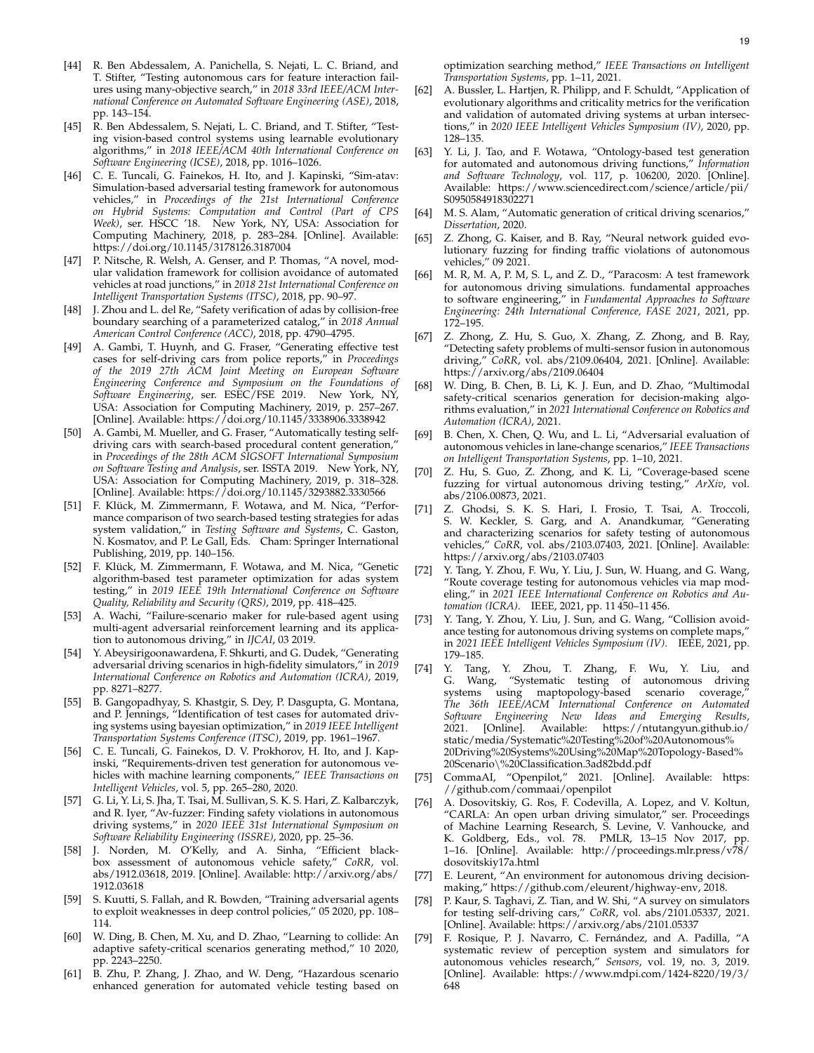[44] R. Ben Abdessalem, A. Panichella, S. Nejati, L. C. Briand, and T. Stifter, "Testing autonomous cars for feature interaction failures using many-objective search," in *2018 33rd IEEE/ACM International Conference on Automated Software Engineering (ASE)*, 2018, pp. 143–154.

[45] R. Ben Abdessalem, S. Nejati, L. C. Briand, and T. Stifter, "Testing vision-based control systems using learnable evolutionary algorithms," in *2018 IEEE/ACM 40th International Conference on Software Engineering (ICSE)*, 2018, pp. 1016–1026.

[46] C. E. Tuncali, G. Fainekos, H. Ito, and J. Kapinski, "Sim-atav: Simulation-based adversarial testing framework for autonomous vehicles," in *Proceedings of the 21st International Conference on Hybrid Systems: Computation and Control (Part of CPS Week)*, ser. HSCC '18. New York, NY, USA: Association for Computing Machinery, 2018, p. 283–284. [Online]. Available: https://doi.org/10.1145/3178126.3187004

[47] P. Nitsche, R. Welsh, A. Genser, and P. Thomas, "A novel, modular validation framework for collision avoidance of automated vehicles at road junctions," in *2018 21st International Conference on Intelligent Transportation Systems (ITSC)*, 2018, pp. 90–97.

[48] J. Zhou and L. del Re, "Safety verification of adas by collision-free boundary searching of a parameterized catalog," in *2018 Annual American Control Conference (ACC)*, 2018, pp. 4790–4795.

[49] A. Gambi, T. Huynh, and G. Fraser, "Generating effective test cases for self-driving cars from police reports," in *Proceedings of the 2019 27th ACM Joint Meeting on European Software Engineering Conference and Symposium on the Foundations of Software Engineering*, ser. ESEC/FSE 2019. New York, NY, USA: Association for Computing Machinery, 2019, p. 257–267. [Online]. Available: https://doi.org/10.1145/3338906.3338942

[50] A. Gambi, M. Mueller, and G. Fraser, "Automatically testing self-driving cars with search-based procedural content generation," in *Proceedings of the 28th ACM SIGSOFT International Symposium on Software Testing and Analysis*, ser. ISSTA 2019. New York, NY, USA: Association for Computing Machinery, 2019, p. 318–328. [Online]. Available: https://doi.org/10.1145/3293882.3330566

[51] F. Klück, M. Zimmermann, F. Wotawa, and M. Nica, "Performance comparison of two search-based testing strategies for adas system validation," in *Testing Software and Systems*, C. Gaston, N. Kosmatov, and P. Le Gall, Eds. Cham: Springer International Publishing, 2019, pp. 140–156.

[52] F. Klück, M. Zimmermann, F. Wotawa, and M. Nica, "Genetic algorithm-based test parameter optimization for adas system testing," in *2019 IEEE 19th International Conference on Software Quality, Reliability and Security (QRS)*, 2019, pp. 418–425.

[53] A. Wachi, "Failure-scenario maker for rule-based agent using multi-agent adversarial reinforcement learning and its application to autonomous driving," in *IJCAI*, 03 2019.

[54] Y. Abeysirigoonawardena, F. Shkurti, and G. Dudek, "Generating adversarial driving scenarios in high-fidelity simulators," in *2019 International Conference on Robotics and Automation (ICRA)*, 2019, pp. 8271–8277.

[55] B. Gangopadhyay, S. Khastgir, S. Dey, P. Dasgupta, G. Montana, and P. Jennings, "Identification of test cases for automated driving systems using bayesian optimization," in *2019 IEEE Intelligent Transportation Systems Conference (ITSC)*, 2019, pp. 1961–1967.

[56] C. E. Tuncali, G. Fainekos, D. V. Prokhorov, H. Ito, and J. Kapinski, "Requirements-driven test generation for autonomous vehicles with machine learning components," *IEEE Transactions on Intelligent Vehicles*, vol. 5, pp. 265–280, 2020.

[57] G. Li, Y. Li, S. Jha, T. Tsai, M. Sullivan, S. K. S. Hari, Z. Kalbarczyk, and R. Iyer, "Av-fuzzer: Finding safety violations in autonomous driving systems," in *2020 IEEE 31st International Symposium on Software Reliability Engineering (ISSRE)*, 2020, pp. 25–36.

[58] J. Norden, M. O'Kelly, and A. Sinha, "Efficient black-box assessment of autonomous vehicle safety," *CoRR*, vol. abs/1912.03618, 2019. [Online]. Available: http://arxiv.org/abs/1912.03618

[59] S. Kuutti, S. Fallah, and R. Bowden, "Training adversarial agents to exploit weaknesses in deep control policies," 05 2020, pp. 108–114.

[60] W. Ding, B. Chen, M. Xu, and D. Zhao, "Learning to collide: An adaptive safety-critical scenarios generating method," 10 2020, pp. 2243–2250.

[61] B. Zhu, P. Zhang, J. Zhao, and W. Deng, "Hazardous scenario enhanced generation for automated vehicle testing based on optimization searching method," *IEEE Transactions on Intelligent Transportation Systems*, pp. 1–11, 2021.

[62] A. Bussler, L. Hartjen, R. Philipp, and F. Schuldt, "Application of evolutionary algorithms and criticality metrics for the verification and validation of automated driving systems at urban intersections," in *2020 IEEE Intelligent Vehicles Symposium (IV)*, 2020, pp. 128–135.

[63] Y. Li, J. Tao, and F. Wotawa, "Ontology-based test generation for automated and autonomous driving functions," *Information and Software Technology*, vol. 117, p. 106200, 2020. [Online]. Available: https://www.sciencedirect.com/science/article/pii/S0950584918302271

[64] M. S. Alam, "Automatic generation of critical driving scenarios," *Dissertation*, 2020.

[65] Z. Zhong, G. Kaiser, and B. Ray, "Neural network guided evolutionary fuzzing for finding traffic violations of autonomous vehicles," 09 2021.

[66] M. R, M. A, P. M, S. L, and Z. D., "Paracosm: A test framework for autonomous driving simulations. fundamental approaches to software engineering," in *Fundamental Approaches to Software Engineering: 24th International Conference, FASE 2021*, 2021, pp. 172–195.

[67] Z. Zhong, Z. Hu, S. Guo, X. Zhang, Z. Zhong, and B. Ray, "Detecting safety problems of multi-sensor fusion in autonomous driving," *CoRR*, vol. abs/2109.06404, 2021. [Online]. Available: https://arxiv.org/abs/2109.06404

[68] W. Ding, B. Chen, B. Li, K. J. Eun, and D. Zhao, "Multimodal safety-critical scenarios generation for decision-making algorithms evaluation," in *2021 International Conference on Robotics and Automation (ICRA)*, 2021.

[69] B. Chen, X. Chen, Q. Wu, and L. Li, "Adversarial evaluation of autonomous vehicles in lane-change scenarios," *IEEE Transactions on Intelligent Transportation Systems*, pp. 1–10, 2021.

[70] Z. Hu, S. Guo, Z. Zhong, and K. Li, "Coverage-based scene fuzzing for virtual autonomous driving testing," *ArXiv*, vol. abs/2106.00873, 2021.

[71] Z. Ghodsi, S. K. S. Hari, I. Frosio, T. Tsai, A. Troccoli, S. W. Keckler, S. Garg, and A. Anandkumar, "Generating and characterizing scenarios for safety testing of autonomous vehicles," *CoRR*, vol. abs/2103.07403, 2021. [Online]. Available: https://arxiv.org/abs/2103.07403

[72] Y. Tang, Y. Zhou, F. Wu, Y. Liu, J. Sun, W. Huang, and G. Wang, "Route coverage testing for autonomous vehicles via map modeling," in *2021 IEEE International Conference on Robotics and Automation (ICRA)*. IEEE, 2021, pp. 11 450–11 456.

[73] Y. Tang, Y. Zhou, Y. Liu, J. Sun, and G. Wang, "Collision avoidance testing for autonomous driving systems on complete maps," in *2021 IEEE Intelligent Vehicles Symposium (IV)*. IEEE, 2021, pp. 179–185.

[74] Y. Tang, Y. Zhou, T. Zhang, F. Wu, Y. Liu, and G. Wang, "Systematic testing of autonomous driving systems using maptopology-based scenario coverage," *The 36th IEEE/ACM International Conference on Automated Software Engineering New Ideas and Emerging Results*, 2021. [Online]. Available: https://ntutangyun.github.io/static/media/Systematic%20Testing%20of%20Autonomous%20Driving%20Systems%20Using%20Map%20Topology-Based%20Scenario\%20Classification.3ad82bdd.pdf

[75] CommaAI, "Openpilot," 2021. [Online]. Available: https://github.com/commaai/openpilot

[76] A. Dosovitskiy, G. Ros, F. Codevilla, A. Lopez, and V. Koltun, "CARLA: An open urban driving simulator," ser. Proceedings of Machine Learning Research, S. Levine, V. Vanhoucke, and K. Goldberg, Eds., vol. 78. PMLR, 13–15 Nov 2017, pp. 1–16. [Online]. Available: http://proceedings.mlr.press/v78/dosovitskiy17a.html

[77] E. Leurent, "An environment for autonomous driving decision-making," https://github.com/eleurent/highway-env, 2018.

[78] P. Kaur, S. Taghavi, Z. Tian, and W. Shi, "A survey on simulators for testing self-driving cars," *CoRR*, vol. abs/2101.05337, 2021. [Online]. Available: https://arxiv.org/abs/2101.05337

[79] F. Rosique, P. J. Navarro, C. Fernández, and A. Padilla, "A systematic review of perception system and simulators for autonomous vehicles research," *Sensors*, vol. 19, no. 3, 2019. [Online]. Available: https://www.mdpi.com/1424-8220/19/3/648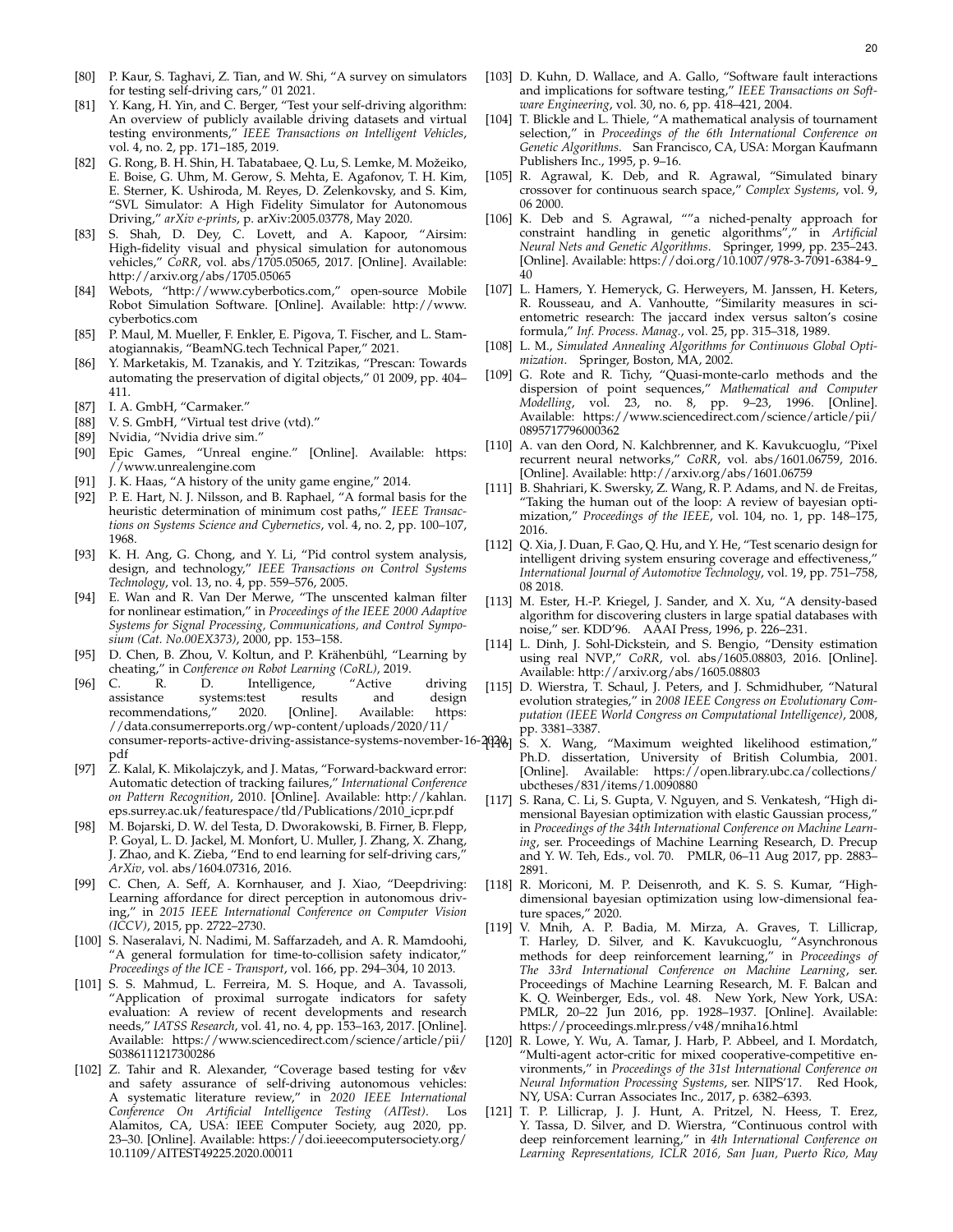[80] P. Kaur, S. Taghavi, Z. Tian, and W. Shi, "A survey on simulators for testing self-driving cars," 01 2021.

[81] Y. Kang, H. Yin, and C. Berger, "Test your self-driving algorithm: An overview of publicly available driving datasets and virtual testing environments," *IEEE Transactions on Intelligent Vehicles*, vol. 4, no. 2, pp. 171–185, 2019.

[82] G. Rong, B. H. Shin, H. Tabatabaee, Q. Lu, S. Lemke, M. Možeiko, E. Boise, G. Uhm, M. Gerow, S. Mehta, E. Agafonov, T. H. Kim, E. Sterner, K. Ushiroda, M. Reyes, D. Zelenkovsky, and S. Kim, "SVL Simulator: A High Fidelity Simulator for Autonomous Driving," *arXiv e-prints*, p. arXiv:2005.03778, May 2020.

[83] S. Shah, D. Dey, C. Lovett, and A. Kapoor, "Airsim: High-fidelity visual and physical simulation for autonomous vehicles," *CoRR*, vol. abs/1705.05065, 2017. [Online]. Available: http://arxiv.org/abs/1705.05065

[84] Webots, "http://www.cyberbotics.com," open-source Mobile Robot Simulation Software. [Online]. Available: http://www.cyberbotics.com

[85] P. Maul, M. Mueller, F. Enkler, E. Pigova, T. Fischer, and L. Stamatogiannakis, "BeamNG.tech Technical Paper," 2021.

[86] Y. Marketakis, M. Tzanakis, and Y. Tzitzikas, "Prescan: Towards automating the preservation of digital objects," 01 2009, pp. 404–411.

[87] I. A. GmbH, "Carmaker."

[88] V. S. GmbH, "Virtual test drive (vtd)."

[89] Nvidia, "Nvidia drive sim."

[90] Epic Games, "Unreal engine." [Online]. Available: https://www.unrealengine.com

[91] J. K. Haas, "A history of the unity game engine," 2014.

[92] P. E. Hart, N. J. Nilsson, and B. Raphael, "A formal basis for the heuristic determination of minimum cost paths," *IEEE Transactions on Systems Science and Cybernetics*, vol. 4, no. 2, pp. 100–107, 1968.

[93] K. H. Ang, G. Chong, and Y. Li, "Pid control system analysis, design, and technology," *IEEE Transactions on Control Systems Technology*, vol. 13, no. 4, pp. 559–576, 2005.

[94] E. Wan and R. Van Der Merwe, "The unscented kalman filter for nonlinear estimation," in *Proceedings of the IEEE 2000 Adaptive Systems for Signal Processing, Communications, and Control Symposium (Cat. No.00EX373)*, 2000, pp. 153–158.

[95] D. Chen, B. Zhou, V. Koltun, and P. Krähenbühl, "Learning by cheating," in *Conference on Robot Learning (CoRL)*, 2019.

[96] C. R. D. Intelligence, "Active driving assistance systems:test results and design recommendations," 2020. [Online]. Available: https://data.consumerreports.org/wp-content/uploads/2020/11/consumer-reports-active-driving-assistance-systems-november-16-2020.pdf

[97] Z. Kalal, K. Mikolajczyk, and J. Matas, "Forward-backward error: Automatic detection of tracking failures," *International Conference on Pattern Recognition*, 2010. [Online]. Available: http://kahlan.eps.surrey.ac.uk/featurespace/tld/Publications/2010_icpr.pdf

[98] M. Bojarski, D. W. del Testa, D. Dworakowski, B. Firner, B. Flepp, P. Goyal, L. D. Jackel, M. Monfort, U. Muller, J. Zhang, X. Zhang, J. Zhao, and K. Zieba, "End to end learning for self-driving cars," *ArXiv*, vol. abs/1604.07316, 2016.

[99] C. Chen, A. Seff, A. Kornhauser, and J. Xiao, "Deepdriving: Learning affordance for direct perception in autonomous driving," in *2015 IEEE International Conference on Computer Vision (ICCV)*, 2015, pp. 2722–2730.

[100] S. Naseralavi, N. Nadimi, M. Saffarzadeh, and A. R. Mamdoohi, "A general formulation for time-to-collision safety indicator," *Proceedings of the ICE - Transport*, vol. 166, pp. 294–304, 10 2013.

[101] S. S. Mahmud, L. Ferreira, M. S. Hoque, and A. Tavassoli, "Application of proximal surrogate indicators for safety evaluation: A review of recent developments and research needs," *IATSS Research*, vol. 41, no. 4, pp. 153–163, 2017. [Online]. Available: https://www.sciencedirect.com/science/article/pii/S0386111217300286

[102] Z. Tahir and R. Alexander, "Coverage based testing for v&v and safety assurance of self-driving autonomous vehicles: A systematic literature review," in *2020 IEEE International Conference On Artificial Intelligence Testing (AITest)*. Los Alamitos, CA, USA: IEEE Computer Society, aug 2020, pp. 23–30. [Online]. Available: https://doi.ieeecomputersociety.org/10.1109/AITEST49225.2020.00011

[103] D. Kuhn, D. Wallace, and A. Gallo, "Software fault interactions and implications for software testing," *IEEE Transactions on Software Engineering*, vol. 30, no. 6, pp. 418–421, 2004.

[104] T. Blickle and L. Thiele, "A mathematical analysis of tournament selection," in *Proceedings of the 6th International Conference on Genetic Algorithms*. San Francisco, CA, USA: Morgan Kaufmann Publishers Inc., 1995, p. 9–16.

[105] R. Agrawal, K. Deb, and R. Agrawal, "Simulated binary crossover for continuous search space," *Complex Systems*, vol. 9, 06 2000.

[106] K. Deb and S. Agrawal, ""a niched-penalty approach for constraint handling in genetic algorithms"," in *Artificial Neural Nets and Genetic Algorithms*. Springer, 1999, pp. 235–243. [Online]. Available: https://doi.org/10.1007/978-3-7091-6384-9_40

[107] L. Hamers, Y. Hemeryck, G. Herweyers, M. Janssen, H. Keters, R. Rousseau, and A. Vanhoutte, "Similarity measures in scientometric research: The jaccard index versus salton's cosine formula," *Inf. Process. Manag.*, vol. 25, pp. 315–318, 1989.

[108] L. M., *Simulated Annealing Algorithms for Continuous Global Optimization*. Springer, Boston, MA, 2002.

[109] G. Rote and R. Tichy, "Quasi-monte-carlo methods and the dispersion of point sequences," *Mathematical and Computer Modelling*, vol. 23, no. 8, pp. 9–23, 1996. [Online]. Available: https://www.sciencedirect.com/science/article/pii/0895717796000362

[110] A. van den Oord, N. Kalchbrenner, and K. Kavukcuoglu, "Pixel recurrent neural networks," *CoRR*, vol. abs/1601.06759, 2016. [Online]. Available: http://arxiv.org/abs/1601.06759

[111] B. Shahriari, K. Swersky, Z. Wang, R. P. Adams, and N. de Freitas, "Taking the human out of the loop: A review of bayesian optimization," *Proceedings of the IEEE*, vol. 104, no. 1, pp. 148–175, 2016.

[112] Q. Xia, J. Duan, F. Gao, Q. Hu, and Y. He, "Test scenario design for intelligent driving system ensuring coverage and effectiveness," *International Journal of Automotive Technology*, vol. 19, pp. 751–758, 08 2018.

[113] M. Ester, H.-P. Kriegel, J. Sander, and X. Xu, "A density-based algorithm for discovering clusters in large spatial databases with noise," ser. KDD'96. AAAI Press, 1996, p. 226–231.

[114] L. Dinh, J. Sohl-Dickstein, and S. Bengio, "Density estimation using real NVP," *CoRR*, vol. abs/1605.08803, 2016. [Online]. Available: http://arxiv.org/abs/1605.08803

[115] D. Wierstra, T. Schaul, J. Peters, and J. Schmidhuber, "Natural evolution strategies," in *2008 IEEE Congress on Evolutionary Computation (IEEE World Congress on Computational Intelligence)*, 2008, pp. 3381–3387.

[116] S. X. Wang, "Maximum weighted likelihood estimation," Ph.D. dissertation, University of British Columbia, 2001. [Online]. Available: https://open.library.ubc.ca/collections/ubctheses/831/items/1.0090880

[117] S. Rana, C. Li, S. Gupta, V. Nguyen, and S. Venkatesh, "High dimensional Bayesian optimization with elastic Gaussian process," in *Proceedings of the 34th International Conference on Machine Learning*, ser. Proceedings of Machine Learning Research, D. Precup and Y. W. Teh, Eds., vol. 70. PMLR, 06–11 Aug 2017, pp. 2883–2891.

[118] R. Moriconi, M. P. Deisenroth, and K. S. S. Kumar, "High-dimensional bayesian optimization using low-dimensional feature spaces," 2020.

[119] V. Mnih, A. P. Badia, M. Mirza, A. Graves, T. Lillicrap, T. Harley, D. Silver, and K. Kavukcuoglu, "Asynchronous methods for deep reinforcement learning," in *Proceedings of The 33rd International Conference on Machine Learning*, ser. Proceedings of Machine Learning Research, M. F. Balcan and K. Q. Weinberger, Eds., vol. 48. New York, New York, USA: PMLR, 20–22 Jun 2016, pp. 1928–1937. [Online]. Available: https://proceedings.mlr.press/v48/mniha16.html

[120] R. Lowe, Y. Wu, A. Tamar, J. Harb, P. Abbeel, and I. Mordatch, "Multi-agent actor-critic for mixed cooperative-competitive environments," in *Proceedings of the 31st International Conference on Neural Information Processing Systems*, ser. NIPS'17. Red Hook, NY, USA: Curran Associates Inc., 2017, p. 6382–6393.

[121] T. P. Lillicrap, J. J. Hunt, A. Pritzel, N. Heess, T. Erez, Y. Tassa, D. Silver, and D. Wierstra, "Continuous control with deep reinforcement learning," in *4th International Conference on Learning Representations, ICLR 2016, San Juan, Puerto Rico, May*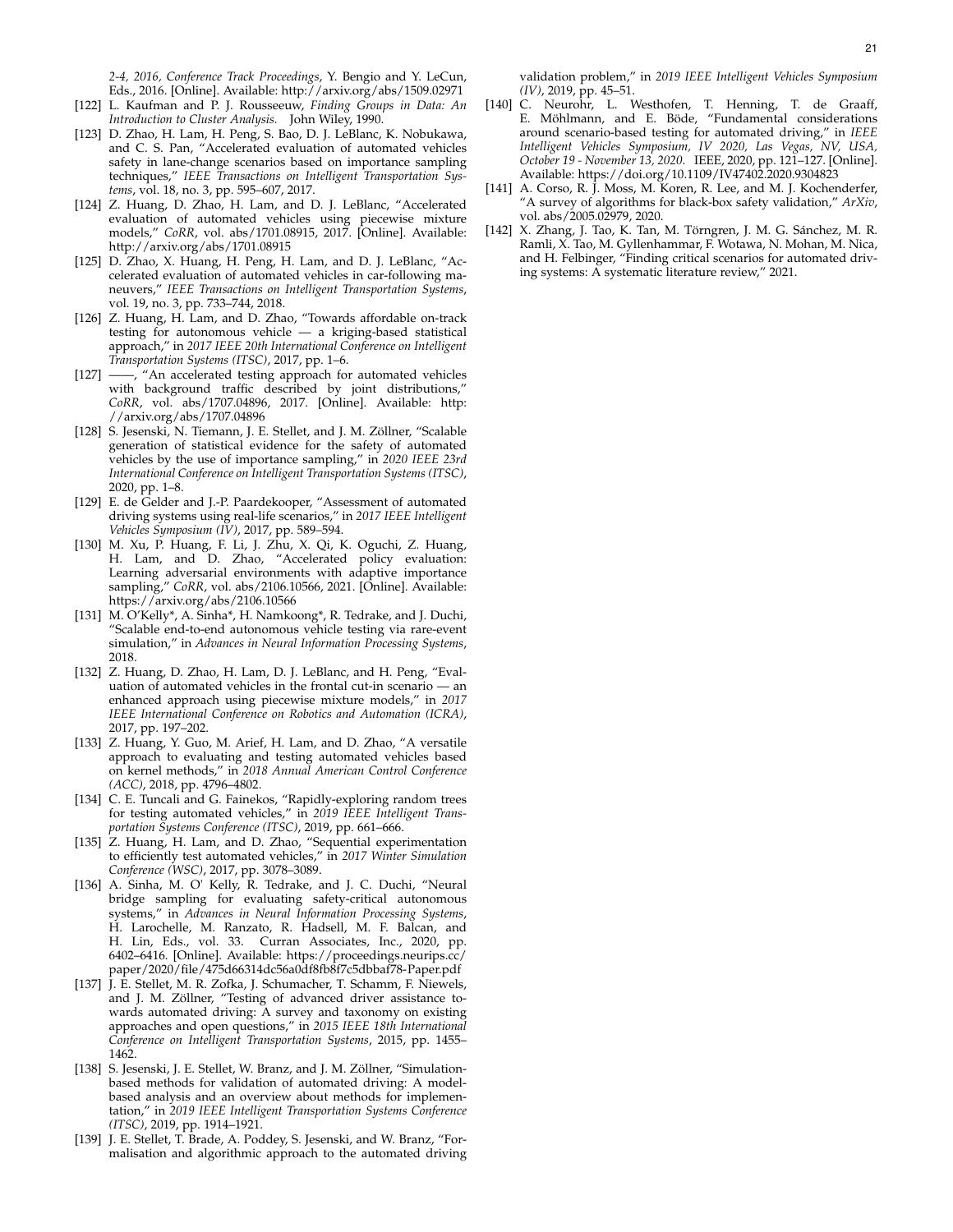*2-4, 2016, Conference Track Proceedings*, Y. Bengio and Y. LeCun, Eds., 2016. [Online]. Available: http://arxiv.org/abs/1509.02971

[122] L. Kaufman and P. J. Rousseeuw, *Finding Groups in Data: An Introduction to Cluster Analysis.* John Wiley, 1990.

[123] D. Zhao, H. Lam, H. Peng, S. Bao, D. J. LeBlanc, K. Nobukawa, and C. S. Pan, "Accelerated evaluation of automated vehicles safety in lane-change scenarios based on importance sampling techniques," *IEEE Transactions on Intelligent Transportation Systems*, vol. 18, no. 3, pp. 595–607, 2017.

[124] Z. Huang, D. Zhao, H. Lam, and D. J. LeBlanc, "Accelerated evaluation of automated vehicles using piecewise mixture models," *CoRR*, vol. abs/1701.08915, 2017. [Online]. Available: http://arxiv.org/abs/1701.08915

[125] D. Zhao, X. Huang, H. Peng, H. Lam, and D. J. LeBlanc, "Accelerated evaluation of automated vehicles in car-following maneuvers," *IEEE Transactions on Intelligent Transportation Systems*, vol. 19, no. 3, pp. 733–744, 2018.

[126] Z. Huang, H. Lam, and D. Zhao, "Towards affordable on-track testing for autonomous vehicle — a kriging-based statistical approach," in *2017 IEEE 20th International Conference on Intelligent Transportation Systems (ITSC)*, 2017, pp. 1–6.

[127] ——, "An accelerated testing approach for automated vehicles with background traffic described by joint distributions," *CoRR*, vol. abs/1707.04896, 2017. [Online]. Available: http://arxiv.org/abs/1707.04896

[128] S. Jesenski, N. Tiemann, J. E. Stellet, and J. M. Zöllner, "Scalable generation of statistical evidence for the safety of automated vehicles by the use of importance sampling," in *2020 IEEE 23rd International Conference on Intelligent Transportation Systems (ITSC)*, 2020, pp. 1–8.

[129] E. de Gelder and J.-P. Paardekooper, "Assessment of automated driving systems using real-life scenarios," in *2017 IEEE Intelligent Vehicles Symposium (IV)*, 2017, pp. 589–594.

[130] M. Xu, P. Huang, F. Li, J. Zhu, X. Qi, K. Oguchi, Z. Huang, H. Lam, and D. Zhao, "Accelerated policy evaluation: Learning adversarial environments with adaptive importance sampling," *CoRR*, vol. abs/2106.10566, 2021. [Online]. Available: https://arxiv.org/abs/2106.10566

[131] M. O'Kelly*, A. Sinha*, H. Namkoong*, R. Tedrake, and J. Duchi, "Scalable end-to-end autonomous vehicle testing via rare-event simulation," in *Advances in Neural Information Processing Systems*, 2018.

[132] Z. Huang, D. Zhao, H. Lam, D. J. LeBlanc, and H. Peng, "Evaluation of automated vehicles in the frontal cut-in scenario — an enhanced approach using piecewise mixture models," in *2017 IEEE International Conference on Robotics and Automation (ICRA)*, 2017, pp. 197–202.

[133] Z. Huang, Y. Guo, M. Arief, H. Lam, and D. Zhao, "A versatile approach to evaluating and testing automated vehicles based on kernel methods," in *2018 Annual American Control Conference (ACC)*, 2018, pp. 4796–4802.

[134] C. E. Tuncali and G. Fainekos, "Rapidly-exploring random trees for testing automated vehicles," in *2019 IEEE Intelligent Transportation Systems Conference (ITSC)*, 2019, pp. 661–666.

[135] Z. Huang, H. Lam, and D. Zhao, "Sequential experimentation to efficiently test automated vehicles," in *2017 Winter Simulation Conference (WSC)*, 2017, pp. 3078–3089.

[136] A. Sinha, M. O' Kelly, R. Tedrake, and J. C. Duchi, "Neural bridge sampling for evaluating safety-critical autonomous systems," in *Advances in Neural Information Processing Systems*, H. Larochelle, M. Ranzato, R. Hadsell, M. F. Balcan, and H. Lin, Eds., vol. 33. Curran Associates, Inc., 2020, pp. 6402–6416. [Online]. Available: https://proceedings.neurips.cc/paper/2020/file/475d66314dc56a0df8fb8f7c5dbbaf78-Paper.pdf

[137] J. E. Stellet, M. R. Zofka, J. Schumacher, T. Schamm, F. Niewels, and J. M. Zöllner, "Testing of advanced driver assistance towards automated driving: A survey and taxonomy on existing approaches and open questions," in *2015 IEEE 18th International Conference on Intelligent Transportation Systems*, 2015, pp. 1455–1462.

[138] S. Jesenski, J. E. Stellet, W. Branz, and J. M. Zöllner, "Simulation-based methods for validation of automated driving: A model-based analysis and an overview about methods for implementation," in *2019 IEEE Intelligent Transportation Systems Conference (ITSC)*, 2019, pp. 1914–1921.

[139] J. E. Stellet, T. Brade, A. Poddey, S. Jesenski, and W. Branz, "Formalisation and algorithmic approach to the automated driving validation problem," in *2019 IEEE Intelligent Vehicles Symposium (IV)*, 2019, pp. 45–51.

[140] C. Neurohr, L. Westhofen, T. Henning, T. de Graaff, E. Möhlmann, and E. Böde, "Fundamental considerations around scenario-based testing for automated driving," in *IEEE Intelligent Vehicles Symposium, IV 2020, Las Vegas, NV, USA, October 19 - November 13, 2020*. IEEE, 2020, pp. 121–127. [Online]. Available: https://doi.org/10.1109/IV47402.2020.9304823

[141] A. Corso, R. J. Moss, M. Koren, R. Lee, and M. J. Kochenderfer, "A survey of algorithms for black-box safety validation," *ArXiv*, vol. abs/2005.02979, 2020.

[142] X. Zhang, J. Tao, K. Tan, M. Törngren, J. M. G. Sánchez, M. R. Ramli, X. Tao, M. Gyllenhammar, F. Wotawa, N. Mohan, M. Nica, and H. Felbinger, "Finding critical scenarios for automated driving systems: A systematic literature review," 2021.